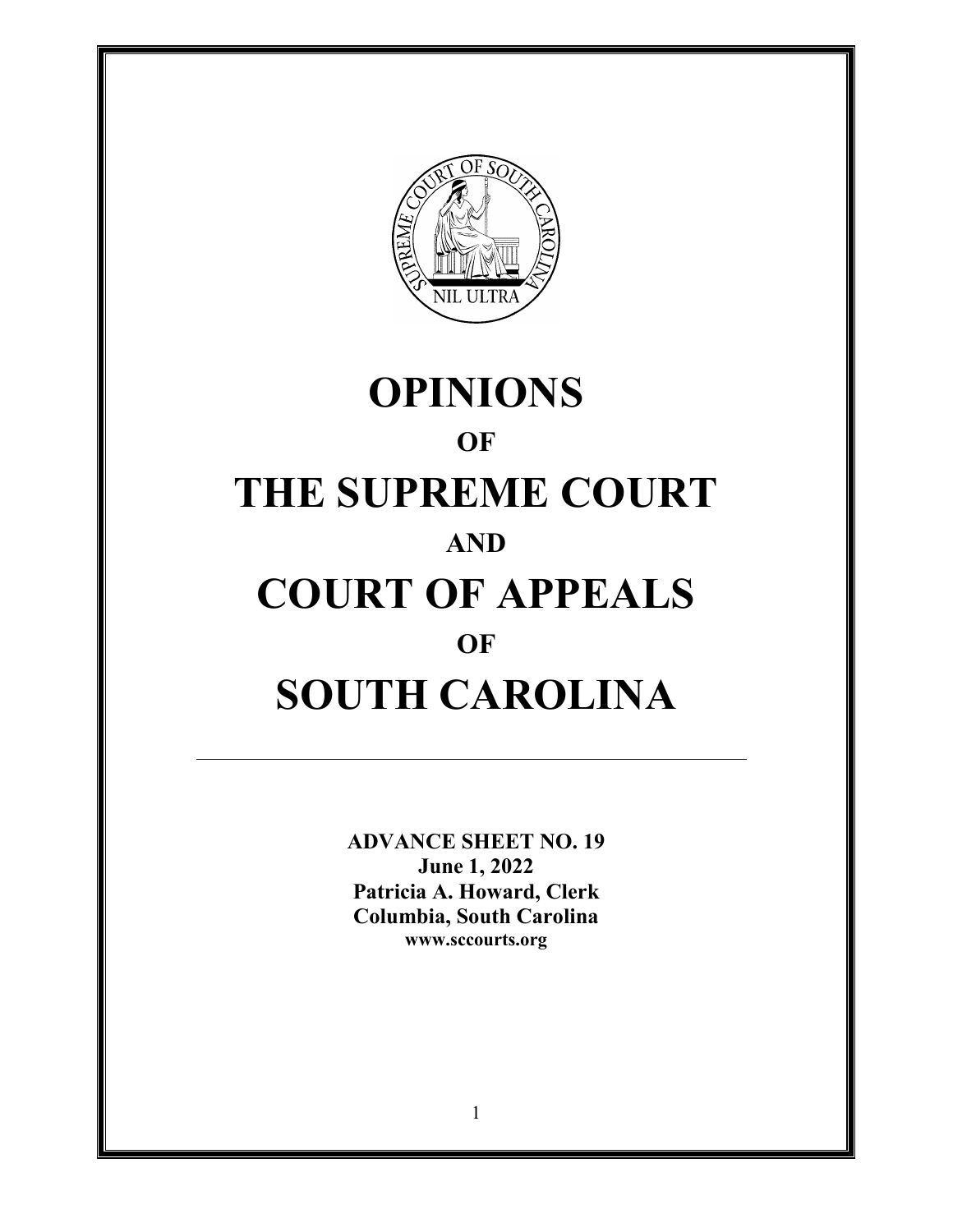# OPINIONS

## OF

# THE SUPREME COURT

## AND

# COURT OF APPEALS

## OF

# SOUTH CAROLINA

---

**ADVANCE SHEET NO. 19**
**June 1, 2022**
**Patricia A. Howard, Clerk**
**Columbia, South Carolina**
**www.sccourts.org**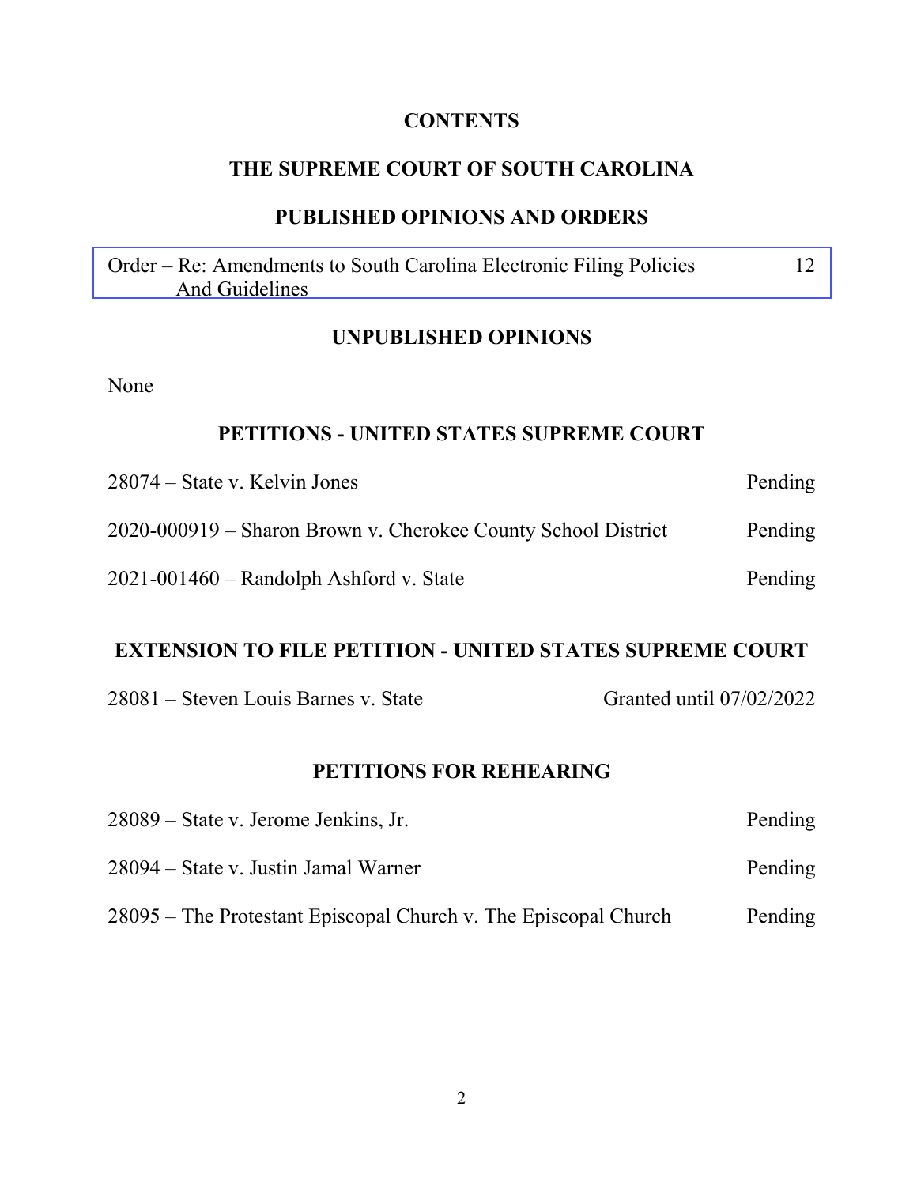# CONTENTS

## THE SUPREME COURT OF SOUTH CAROLINA

## PUBLISHED OPINIONS AND ORDERS

| | |
|---|---|
| Order – Re: Amendments to South Carolina Electronic Filing Policies And Guidelines | 12 |

## UNPUBLISHED OPINIONS

None

## PETITIONS - UNITED STATES SUPREME COURT

| | |
|---|---|
| 28074 – State v. Kelvin Jones | Pending |
| 2020-000919 – Sharon Brown v. Cherokee County School District | Pending |
| 2021-001460 – Randolph Ashford v. State | Pending |

## EXTENSION TO FILE PETITION - UNITED STATES SUPREME COURT

| | |
|---|---|
| 28081 – Steven Louis Barnes v. State | Granted until 07/02/2022 |

## PETITIONS FOR REHEARING

| | |
|---|---|
| 28089 – State v. Jerome Jenkins, Jr. | Pending |
| 28094 – State v. Justin Jamal Warner | Pending |
| 28095 – The Protestant Episcopal Church v. The Episcopal Church | Pending |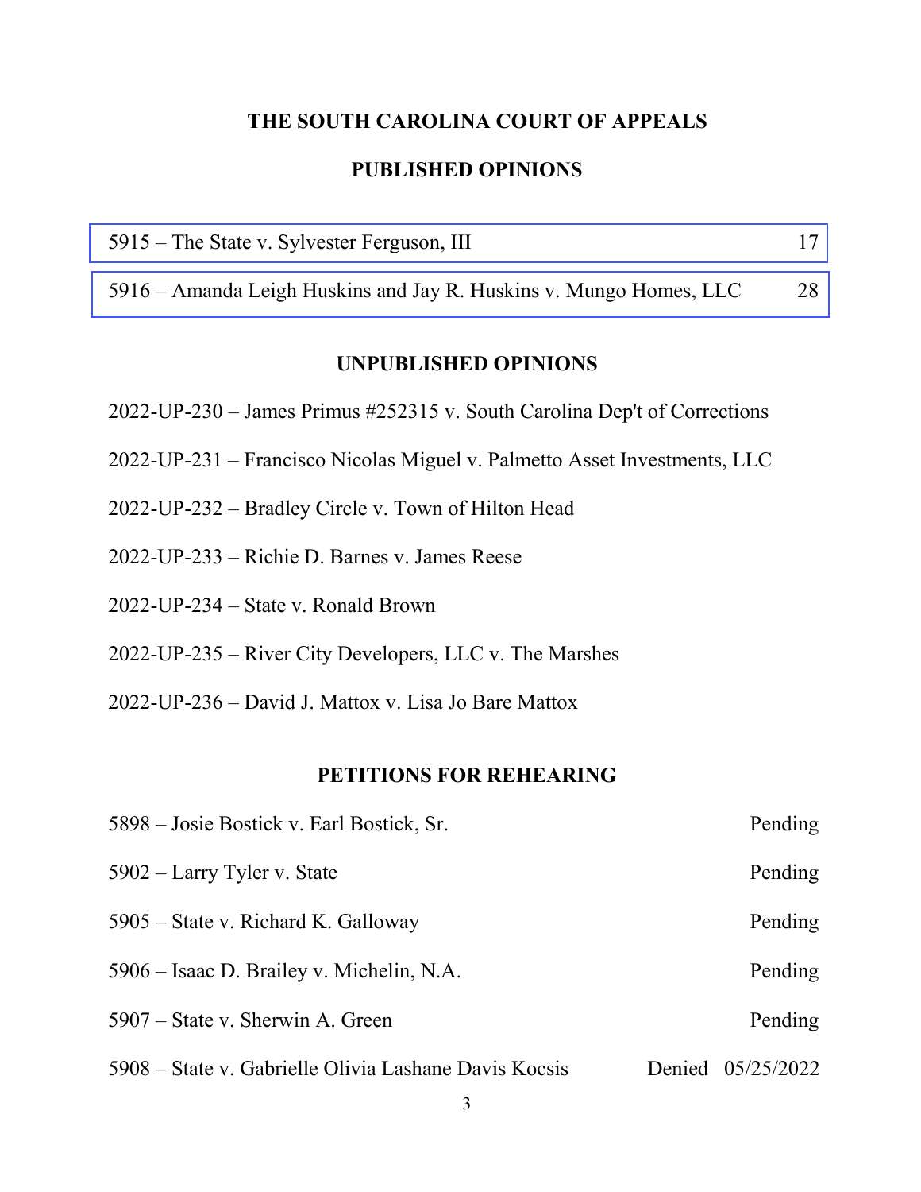## THE SOUTH CAROLINA COURT OF APPEALS

## PUBLISHED OPINIONS

| | |
|---|---|
| 5915 – The State v. Sylvester Ferguson, III | 17 |
| 5916 – Amanda Leigh Huskins and Jay R. Huskins v. Mungo Homes, LLC | 28 |

## UNPUBLISHED OPINIONS

2022-UP-230 – James Primus #252315 v. South Carolina Dep't of Corrections

2022-UP-231 – Francisco Nicolas Miguel v. Palmetto Asset Investments, LLC

2022-UP-232 – Bradley Circle v. Town of Hilton Head

2022-UP-233 – Richie D. Barnes v. James Reese

2022-UP-234 – State v. Ronald Brown

2022-UP-235 – River City Developers, LLC v. The Marshes

2022-UP-236 – David J. Mattox v. Lisa Jo Bare Mattox

## PETITIONS FOR REHEARING

| | |
|---|---|
| 5898 – Josie Bostick v. Earl Bostick, Sr. | Pending |
| 5902 – Larry Tyler v. State | Pending |
| 5905 – State v. Richard K. Galloway | Pending |
| 5906 – Isaac D. Brailey v. Michelin, N.A. | Pending |
| 5907 – State v. Sherwin A. Green | Pending |
| 5908 – State v. Gabrielle Olivia Lashane Davis Kocsis | Denied 05/25/2022 |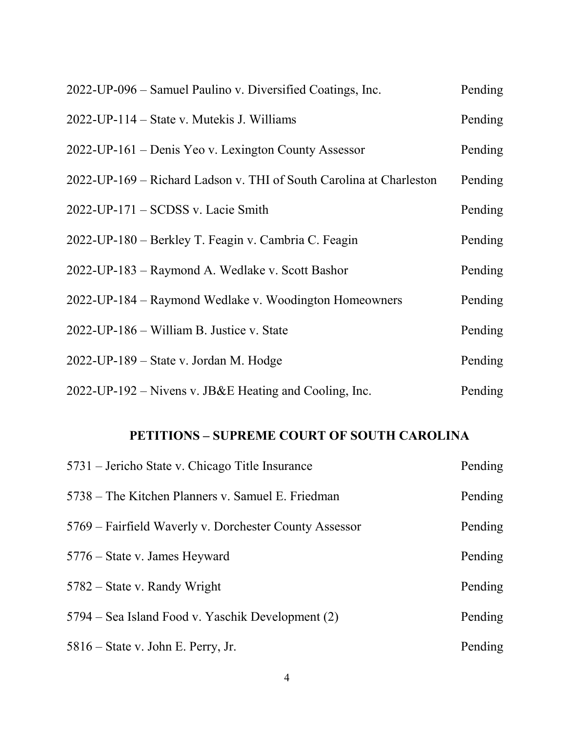| | |
|---|---|
| 2022-UP-096 – Samuel Paulino v. Diversified Coatings, Inc. | Pending |
| 2022-UP-114 – State v. Mutekis J. Williams | Pending |
| 2022-UP-161 – Denis Yeo v. Lexington County Assessor | Pending |
| 2022-UP-169 – Richard Ladson v. THI of South Carolina at Charleston | Pending |
| 2022-UP-171 – SCDSS v. Lacie Smith | Pending |
| 2022-UP-180 – Berkley T. Feagin v. Cambria C. Feagin | Pending |
| 2022-UP-183 – Raymond A. Wedlake v. Scott Bashor | Pending |
| 2022-UP-184 – Raymond Wedlake v. Woodington Homeowners | Pending |
| 2022-UP-186 – William B. Justice v. State | Pending |
| 2022-UP-189 – State v. Jordan M. Hodge | Pending |
| 2022-UP-192 – Nivens v. JB&E Heating and Cooling, Inc. | Pending |

## PETITIONS – SUPREME COURT OF SOUTH CAROLINA

| | |
|---|---|
| 5731 – Jericho State v. Chicago Title Insurance | Pending |
| 5738 – The Kitchen Planners v. Samuel E. Friedman | Pending |
| 5769 – Fairfield Waverly v. Dorchester County Assessor | Pending |
| 5776 – State v. James Heyward | Pending |
| 5782 – State v. Randy Wright | Pending |
| 5794 – Sea Island Food v. Yaschik Development (2) | Pending |
| 5816 – State v. John E. Perry, Jr. | Pending |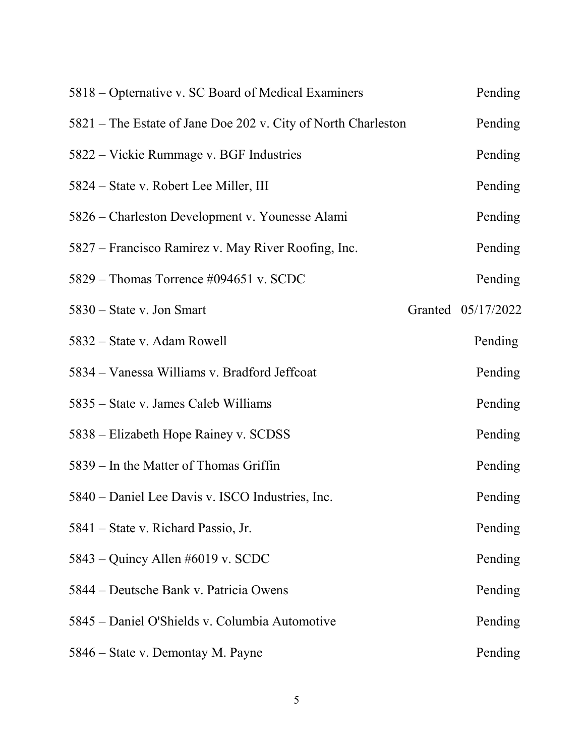| | |
|---|---|
| 5818 – Opternative v. SC Board of Medical Examiners | Pending |
| 5821 – The Estate of Jane Doe 202 v. City of North Charleston | Pending |
| 5822 – Vickie Rummage v. BGF Industries | Pending |
| 5824 – State v. Robert Lee Miller, III | Pending |
| 5826 – Charleston Development v. Younesse Alami | Pending |
| 5827 – Francisco Ramirez v. May River Roofing, Inc. | Pending |
| 5829 – Thomas Torrence #094651 v. SCDC | Pending |
| 5830 – State v. Jon Smart | Granted 05/17/2022 |
| 5832 – State v. Adam Rowell | Pending |
| 5834 – Vanessa Williams v. Bradford Jeffcoat | Pending |
| 5835 – State v. James Caleb Williams | Pending |
| 5838 – Elizabeth Hope Rainey v. SCDSS | Pending |
| 5839 – In the Matter of Thomas Griffin | Pending |
| 5840 – Daniel Lee Davis v. ISCO Industries, Inc. | Pending |
| 5841 – State v. Richard Passio, Jr. | Pending |
| 5843 – Quincy Allen #6019 v. SCDC | Pending |
| 5844 – Deutsche Bank v. Patricia Owens | Pending |
| 5845 – Daniel O'Shields v. Columbia Automotive | Pending |
| 5846 – State v. Demontay M. Payne | Pending |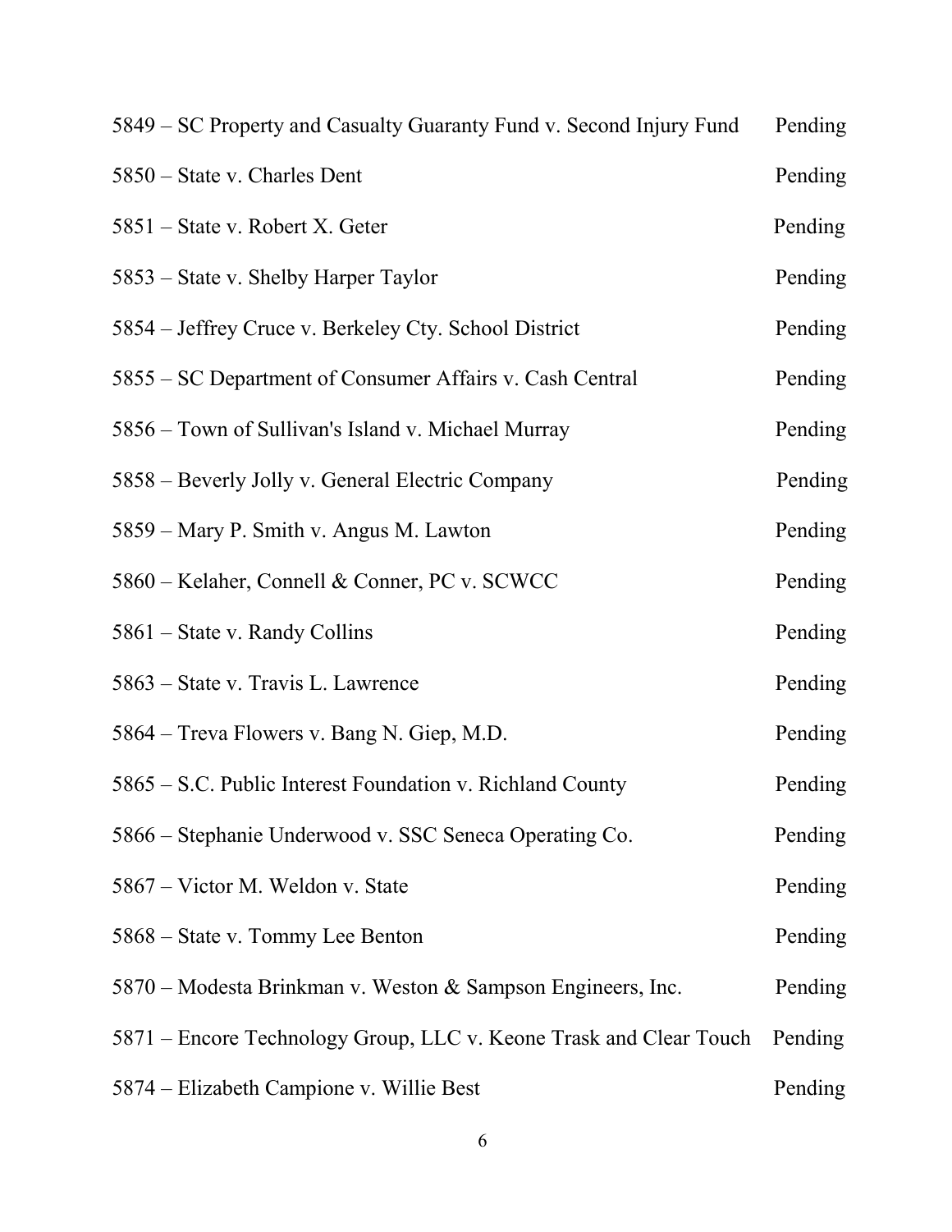| | |
|---|---|
| 5849 – SC Property and Casualty Guaranty Fund v. Second Injury Fund | Pending |
| 5850 – State v. Charles Dent | Pending |
| 5851 – State v. Robert X. Geter | Pending |
| 5853 – State v. Shelby Harper Taylor | Pending |
| 5854 – Jeffrey Cruce v. Berkeley Cty. School District | Pending |
| 5855 – SC Department of Consumer Affairs v. Cash Central | Pending |
| 5856 – Town of Sullivan's Island v. Michael Murray | Pending |
| 5858 – Beverly Jolly v. General Electric Company | Pending |
| 5859 – Mary P. Smith v. Angus M. Lawton | Pending |
| 5860 – Kelaher, Connell & Conner, PC v. SCWCC | Pending |
| 5861 – State v. Randy Collins | Pending |
| 5863 – State v. Travis L. Lawrence | Pending |
| 5864 – Treva Flowers v. Bang N. Giep, M.D. | Pending |
| 5865 – S.C. Public Interest Foundation v. Richland County | Pending |
| 5866 – Stephanie Underwood v. SSC Seneca Operating Co. | Pending |
| 5867 – Victor M. Weldon v. State | Pending |
| 5868 – State v. Tommy Lee Benton | Pending |
| 5870 – Modesta Brinkman v. Weston & Sampson Engineers, Inc. | Pending |
| 5871 – Encore Technology Group, LLC v. Keone Trask and Clear Touch | Pending |
| 5874 – Elizabeth Campione v. Willie Best | Pending |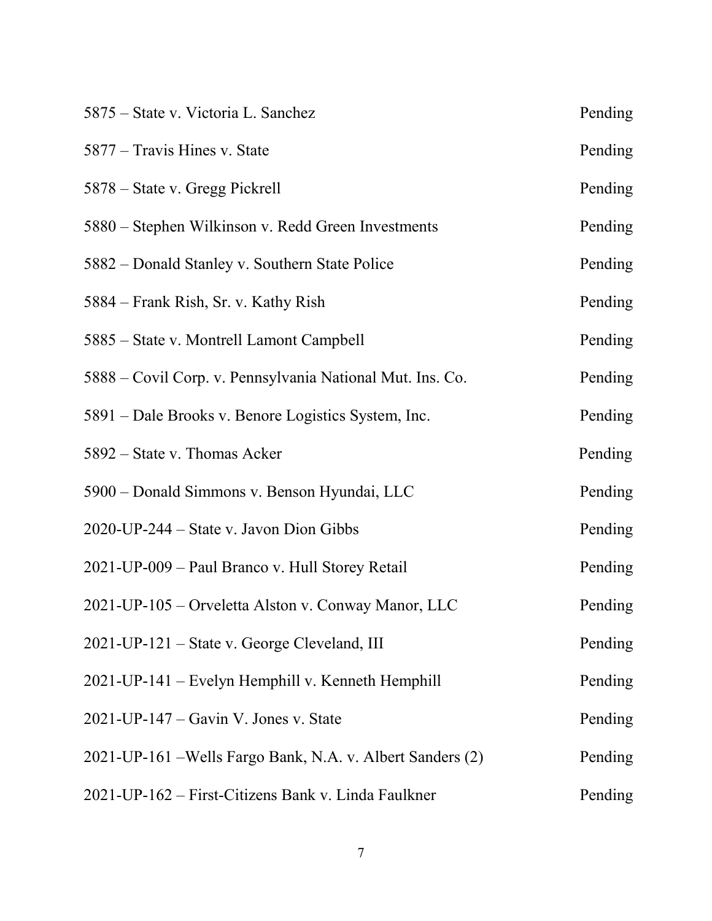| | |
|---|---|
| 5875 – State v. Victoria L. Sanchez | Pending |
| 5877 – Travis Hines v. State | Pending |
| 5878 – State v. Gregg Pickrell | Pending |
| 5880 – Stephen Wilkinson v. Redd Green Investments | Pending |
| 5882 – Donald Stanley v. Southern State Police | Pending |
| 5884 – Frank Rish, Sr. v. Kathy Rish | Pending |
| 5885 – State v. Montrell Lamont Campbell | Pending |
| 5888 – Covil Corp. v. Pennsylvania National Mut. Ins. Co. | Pending |
| 5891 – Dale Brooks v. Benore Logistics System, Inc. | Pending |
| 5892 – State v. Thomas Acker | Pending |
| 5900 – Donald Simmons v. Benson Hyundai, LLC | Pending |
| 2020-UP-244 – State v. Javon Dion Gibbs | Pending |
| 2021-UP-009 – Paul Branco v. Hull Storey Retail | Pending |
| 2021-UP-105 – Orveletta Alston v. Conway Manor, LLC | Pending |
| 2021-UP-121 – State v. George Cleveland, III | Pending |
| 2021-UP-141 – Evelyn Hemphill v. Kenneth Hemphill | Pending |
| 2021-UP-147 – Gavin V. Jones v. State | Pending |
| 2021-UP-161 –Wells Fargo Bank, N.A. v. Albert Sanders (2) | Pending |
| 2021-UP-162 – First-Citizens Bank v. Linda Faulkner | Pending |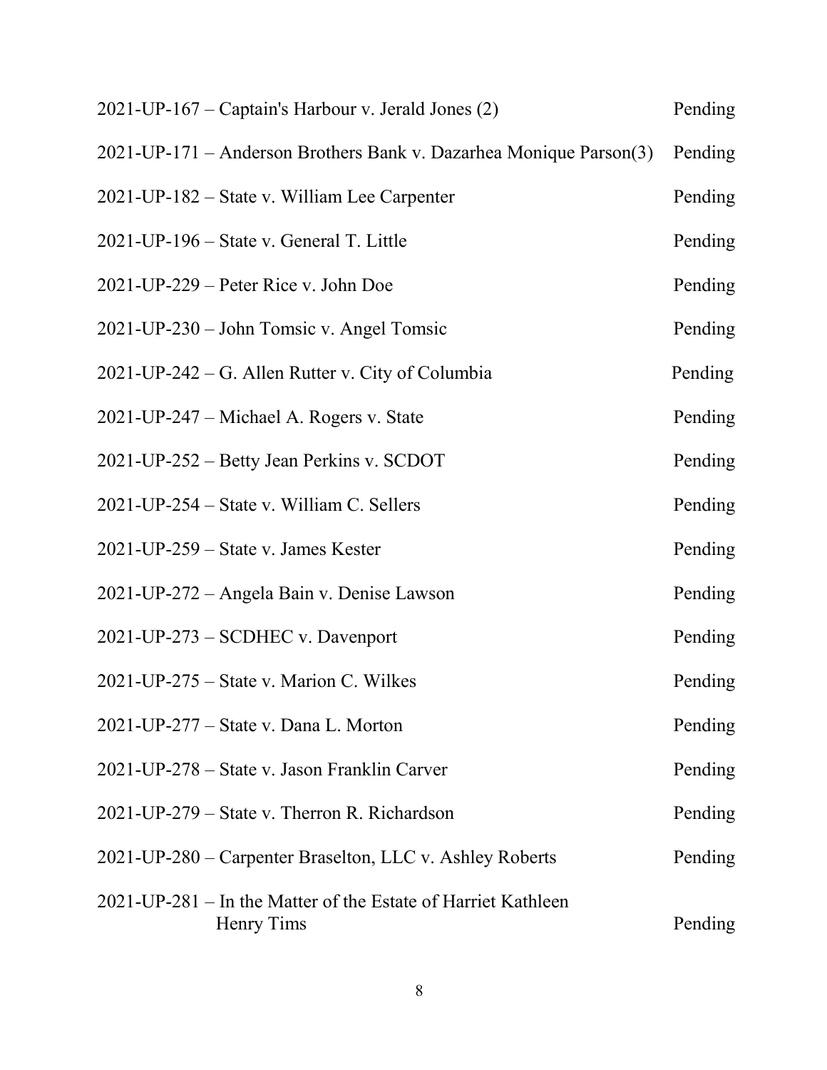| | |
|---|---|
| 2021-UP-167 – Captain's Harbour v. Jerald Jones (2) | Pending |
| 2021-UP-171 – Anderson Brothers Bank v. Dazarhea Monique Parson(3) | Pending |
| 2021-UP-182 – State v. William Lee Carpenter | Pending |
| 2021-UP-196 – State v. General T. Little | Pending |
| 2021-UP-229 – Peter Rice v. John Doe | Pending |
| 2021-UP-230 – John Tomsic v. Angel Tomsic | Pending |
| 2021-UP-242 – G. Allen Rutter v. City of Columbia | Pending |
| 2021-UP-247 – Michael A. Rogers v. State | Pending |
| 2021-UP-252 – Betty Jean Perkins v. SCDOT | Pending |
| 2021-UP-254 – State v. William C. Sellers | Pending |
| 2021-UP-259 – State v. James Kester | Pending |
| 2021-UP-272 – Angela Bain v. Denise Lawson | Pending |
| 2021-UP-273 – SCDHEC v. Davenport | Pending |
| 2021-UP-275 – State v. Marion C. Wilkes | Pending |
| 2021-UP-277 – State v. Dana L. Morton | Pending |
| 2021-UP-278 – State v. Jason Franklin Carver | Pending |
| 2021-UP-279 – State v. Therron R. Richardson | Pending |
| 2021-UP-280 – Carpenter Braselton, LLC v. Ashley Roberts | Pending |
| 2021-UP-281 – In the Matter of the Estate of Harriet Kathleen Henry Tims | Pending |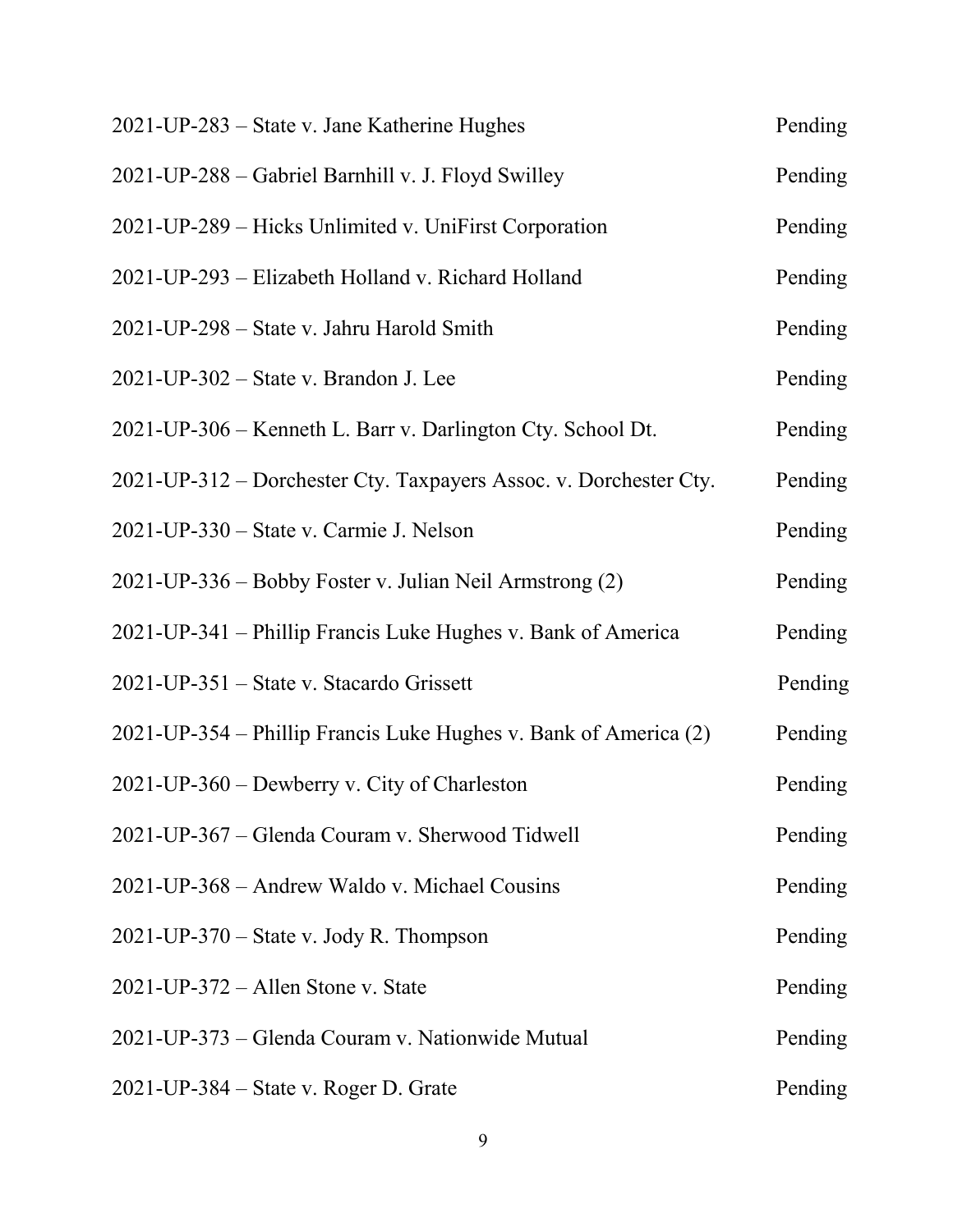| | |
|---|---|
| 2021-UP-283 – State v. Jane Katherine Hughes | Pending |
| 2021-UP-288 – Gabriel Barnhill v. J. Floyd Swilley | Pending |
| 2021-UP-289 – Hicks Unlimited v. UniFirst Corporation | Pending |
| 2021-UP-293 – Elizabeth Holland v. Richard Holland | Pending |
| 2021-UP-298 – State v. Jahru Harold Smith | Pending |
| 2021-UP-302 – State v. Brandon J. Lee | Pending |
| 2021-UP-306 – Kenneth L. Barr v. Darlington Cty. School Dt. | Pending |
| 2021-UP-312 – Dorchester Cty. Taxpayers Assoc. v. Dorchester Cty. | Pending |
| 2021-UP-330 – State v. Carmie J. Nelson | Pending |
| 2021-UP-336 – Bobby Foster v. Julian Neil Armstrong (2) | Pending |
| 2021-UP-341 – Phillip Francis Luke Hughes v. Bank of America | Pending |
| 2021-UP-351 – State v. Stacardo Grissett | Pending |
| 2021-UP-354 – Phillip Francis Luke Hughes v. Bank of America (2) | Pending |
| 2021-UP-360 – Dewberry v. City of Charleston | Pending |
| 2021-UP-367 – Glenda Couram v. Sherwood Tidwell | Pending |
| 2021-UP-368 – Andrew Waldo v. Michael Cousins | Pending |
| 2021-UP-370 – State v. Jody R. Thompson | Pending |
| 2021-UP-372 – Allen Stone v. State | Pending |
| 2021-UP-373 – Glenda Couram v. Nationwide Mutual | Pending |
| 2021-UP-384 – State v. Roger D. Grate | Pending |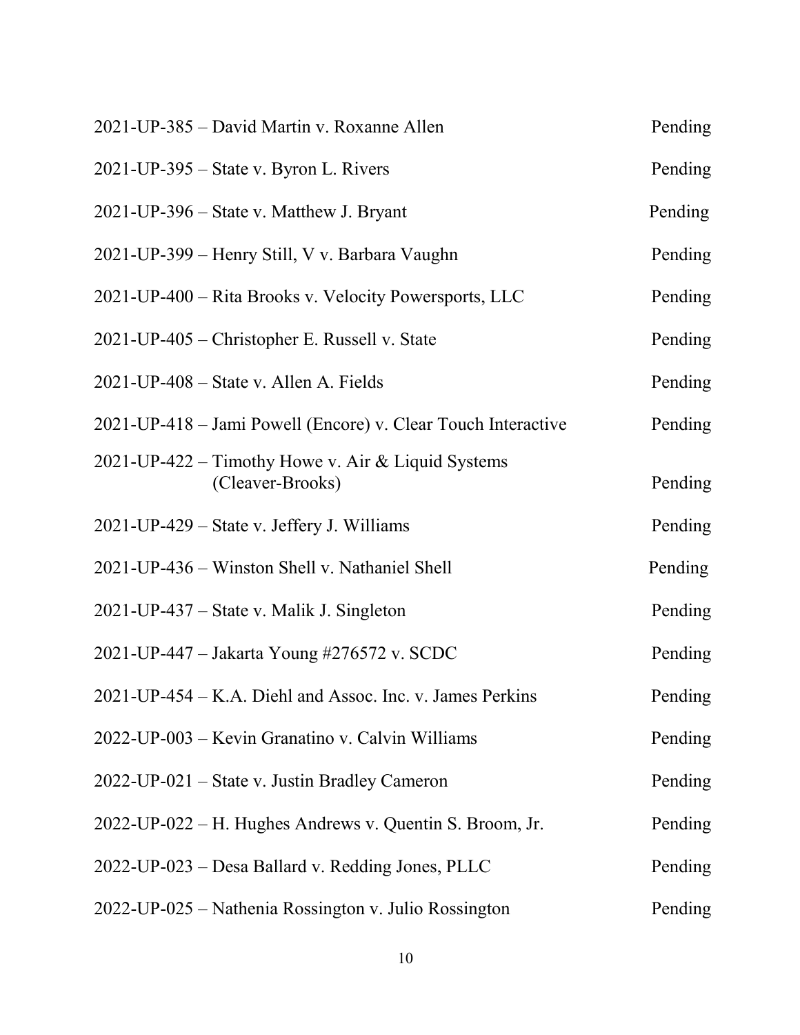| | |
|---|---|
| 2021-UP-385 – David Martin v. Roxanne Allen | Pending |
| 2021-UP-395 – State v. Byron L. Rivers | Pending |
| 2021-UP-396 – State v. Matthew J. Bryant | Pending |
| 2021-UP-399 – Henry Still, V v. Barbara Vaughn | Pending |
| 2021-UP-400 – Rita Brooks v. Velocity Powersports, LLC | Pending |
| 2021-UP-405 – Christopher E. Russell v. State | Pending |
| 2021-UP-408 – State v. Allen A. Fields | Pending |
| 2021-UP-418 – Jami Powell (Encore) v. Clear Touch Interactive | Pending |
| 2021-UP-422 – Timothy Howe v. Air & Liquid Systems (Cleaver-Brooks) | Pending |
| 2021-UP-429 – State v. Jeffery J. Williams | Pending |
| 2021-UP-436 – Winston Shell v. Nathaniel Shell | Pending |
| 2021-UP-437 – State v. Malik J. Singleton | Pending |
| 2021-UP-447 – Jakarta Young #276572 v. SCDC | Pending |
| 2021-UP-454 – K.A. Diehl and Assoc. Inc. v. James Perkins | Pending |
| 2022-UP-003 – Kevin Granatino v. Calvin Williams | Pending |
| 2022-UP-021 – State v. Justin Bradley Cameron | Pending |
| 2022-UP-022 – H. Hughes Andrews v. Quentin S. Broom, Jr. | Pending |
| 2022-UP-023 – Desa Ballard v. Redding Jones, PLLC | Pending |
| 2022-UP-025 – Nathenia Rossington v. Julio Rossington | Pending |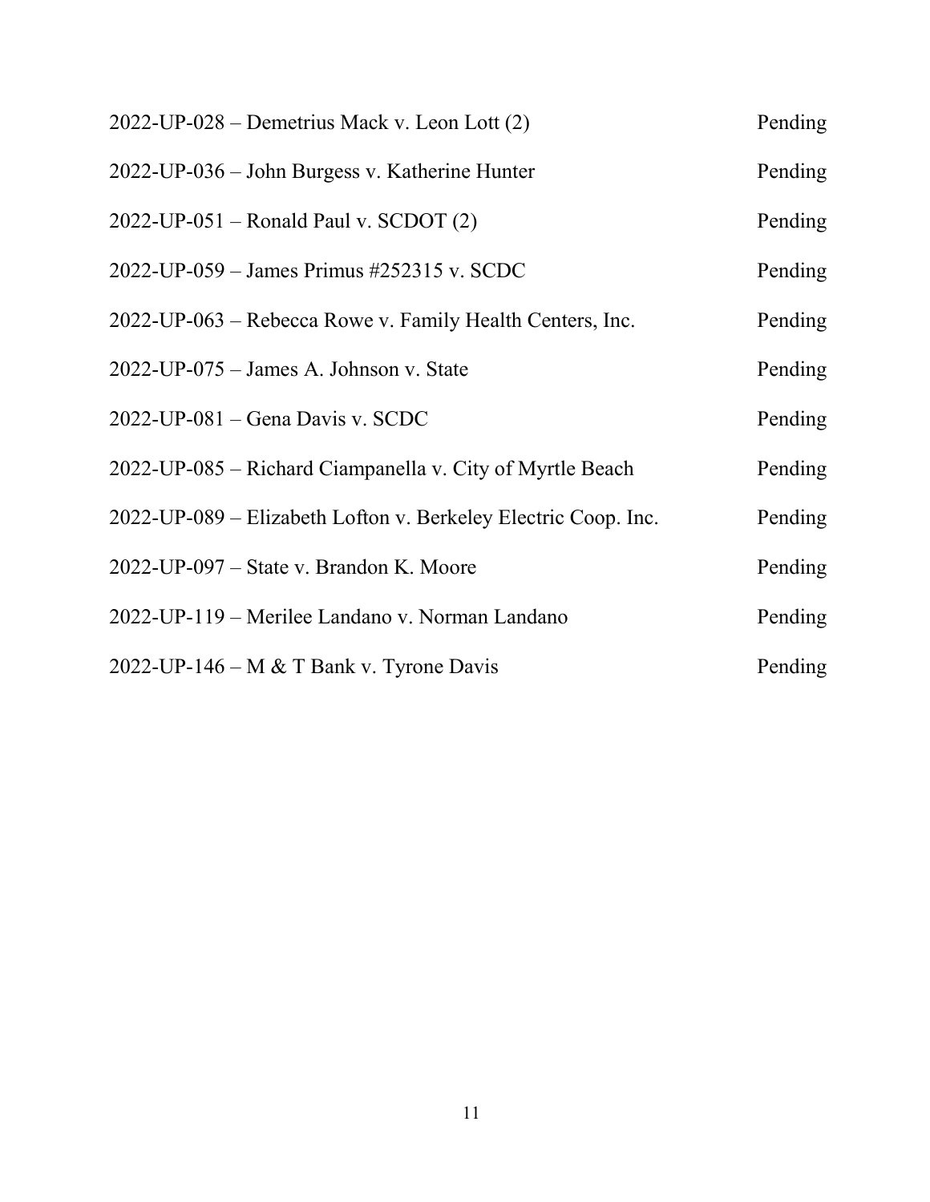| | |
|---|---|
| 2022-UP-028 – Demetrius Mack v. Leon Lott (2) | Pending |
| 2022-UP-036 – John Burgess v. Katherine Hunter | Pending |
| 2022-UP-051 – Ronald Paul v. SCDOT (2) | Pending |
| 2022-UP-059 – James Primus #252315 v. SCDC | Pending |
| 2022-UP-063 – Rebecca Rowe v. Family Health Centers, Inc. | Pending |
| 2022-UP-075 – James A. Johnson v. State | Pending |
| 2022-UP-081 – Gena Davis v. SCDC | Pending |
| 2022-UP-085 – Richard Ciampanella v. City of Myrtle Beach | Pending |
| 2022-UP-089 – Elizabeth Lofton v. Berkeley Electric Coop. Inc. | Pending |
| 2022-UP-097 – State v. Brandon K. Moore | Pending |
| 2022-UP-119 – Merilee Landano v. Norman Landano | Pending |
| 2022-UP-146 – M & T Bank v. Tyrone Davis | Pending |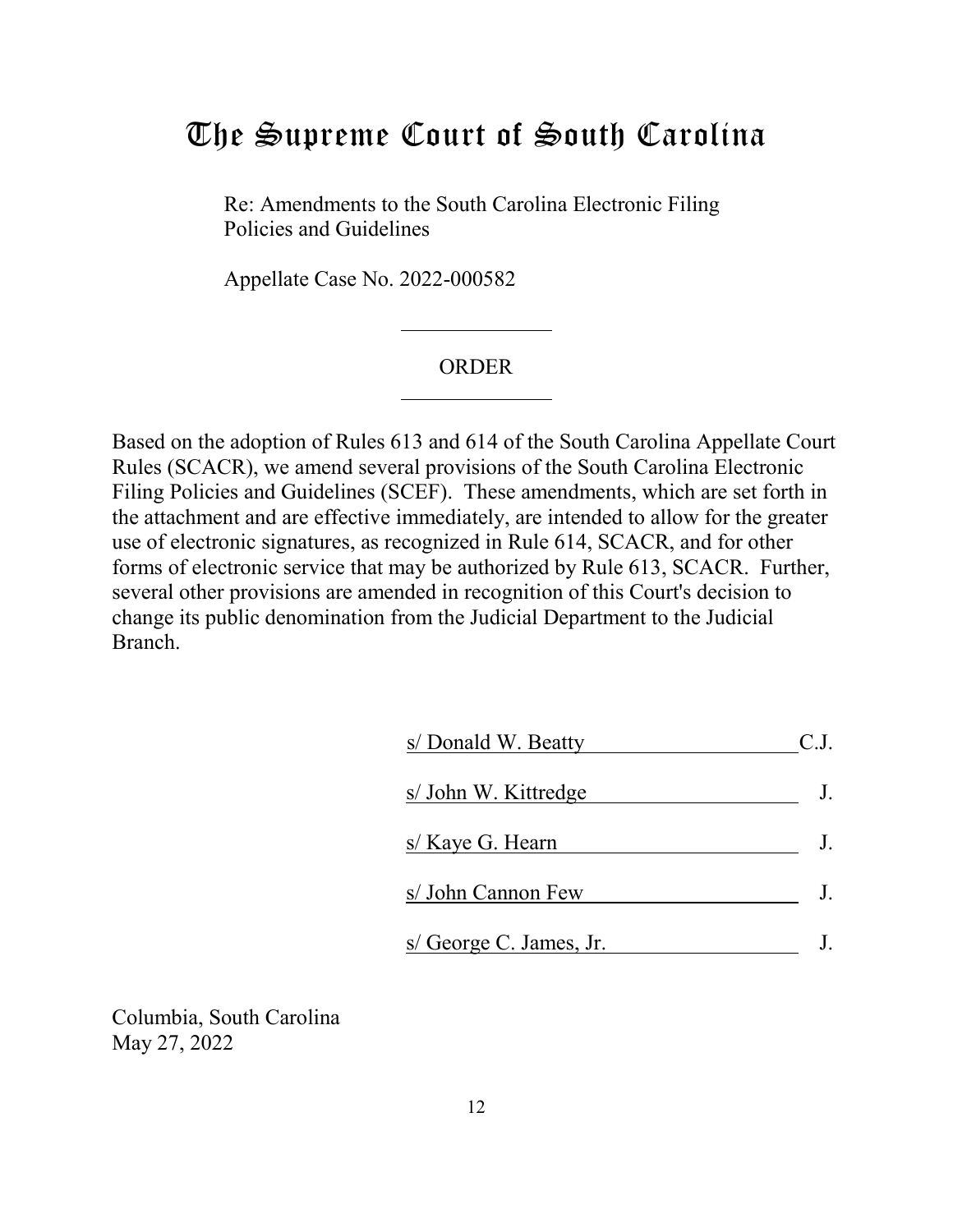# The Supreme Court of South Carolina

Re: Amendments to the South Carolina Electronic Filing Policies and Guidelines

Appellate Case No. 2022-000582

## ORDER

Based on the adoption of Rules 613 and 614 of the South Carolina Appellate Court Rules (SCACR), we amend several provisions of the South Carolina Electronic Filing Policies and Guidelines (SCEF). These amendments, which are set forth in the attachment and are effective immediately, are intended to allow for the greater use of electronic signatures, as recognized in Rule 614, SCACR, and for other forms of electronic service that may be authorized by Rule 613, SCACR. Further, several other provisions are amended in recognition of this Court's decision to change its public denomination from the Judicial Department to the Judicial Branch.

s/ Donald W. Beatty C.J.

s/ John W. Kittredge J.

s/ Kaye G. Hearn J.

s/ John Cannon Few J.

s/ George C. James, Jr. J.

Columbia, South Carolina
May 27, 2022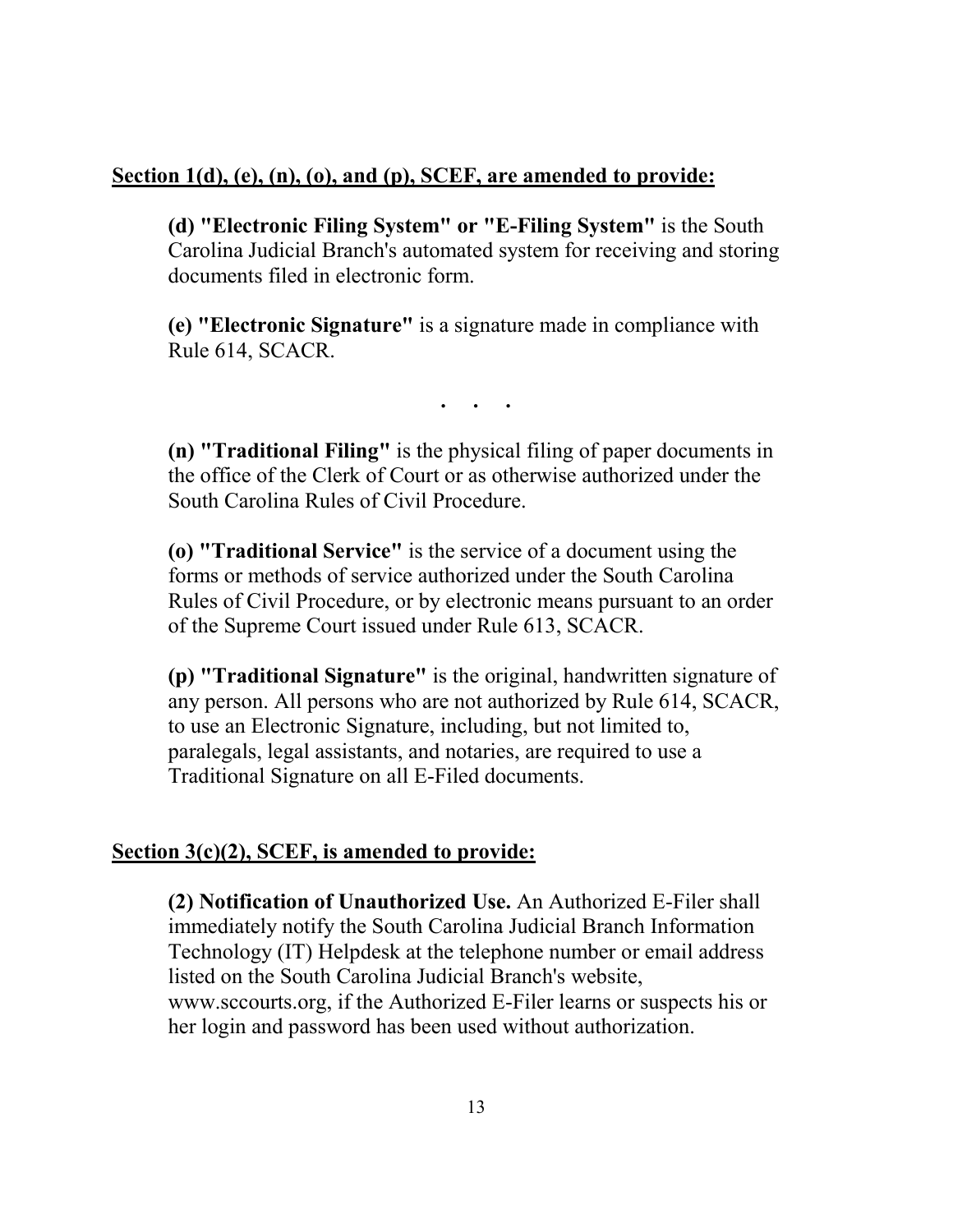**<u>Section 1(d), (e), (n), (o), and (p), SCEF, are amended to provide:</u>**

**(d) "Electronic Filing System" or "E-Filing System"** is the South Carolina Judicial Branch's automated system for receiving and storing documents filed in electronic form.

**(e) "Electronic Signature"** is a signature made in compliance with Rule 614, SCACR.

. . .

**(n) "Traditional Filing"** is the physical filing of paper documents in the office of the Clerk of Court or as otherwise authorized under the South Carolina Rules of Civil Procedure.

**(o) "Traditional Service"** is the service of a document using the forms or methods of service authorized under the South Carolina Rules of Civil Procedure, or by electronic means pursuant to an order of the Supreme Court issued under Rule 613, SCACR.

**(p) "Traditional Signature"** is the original, handwritten signature of any person. All persons who are not authorized by Rule 614, SCACR, to use an Electronic Signature, including, but not limited to, paralegals, legal assistants, and notaries, are required to use a Traditional Signature on all E-Filed documents.

**<u>Section 3(c)(2), SCEF, is amended to provide:</u>**

**(2) Notification of Unauthorized Use.** An Authorized E-Filer shall immediately notify the South Carolina Judicial Branch Information Technology (IT) Helpdesk at the telephone number or email address listed on the South Carolina Judicial Branch's website, www.sccourts.org, if the Authorized E-Filer learns or suspects his or her login and password has been used without authorization.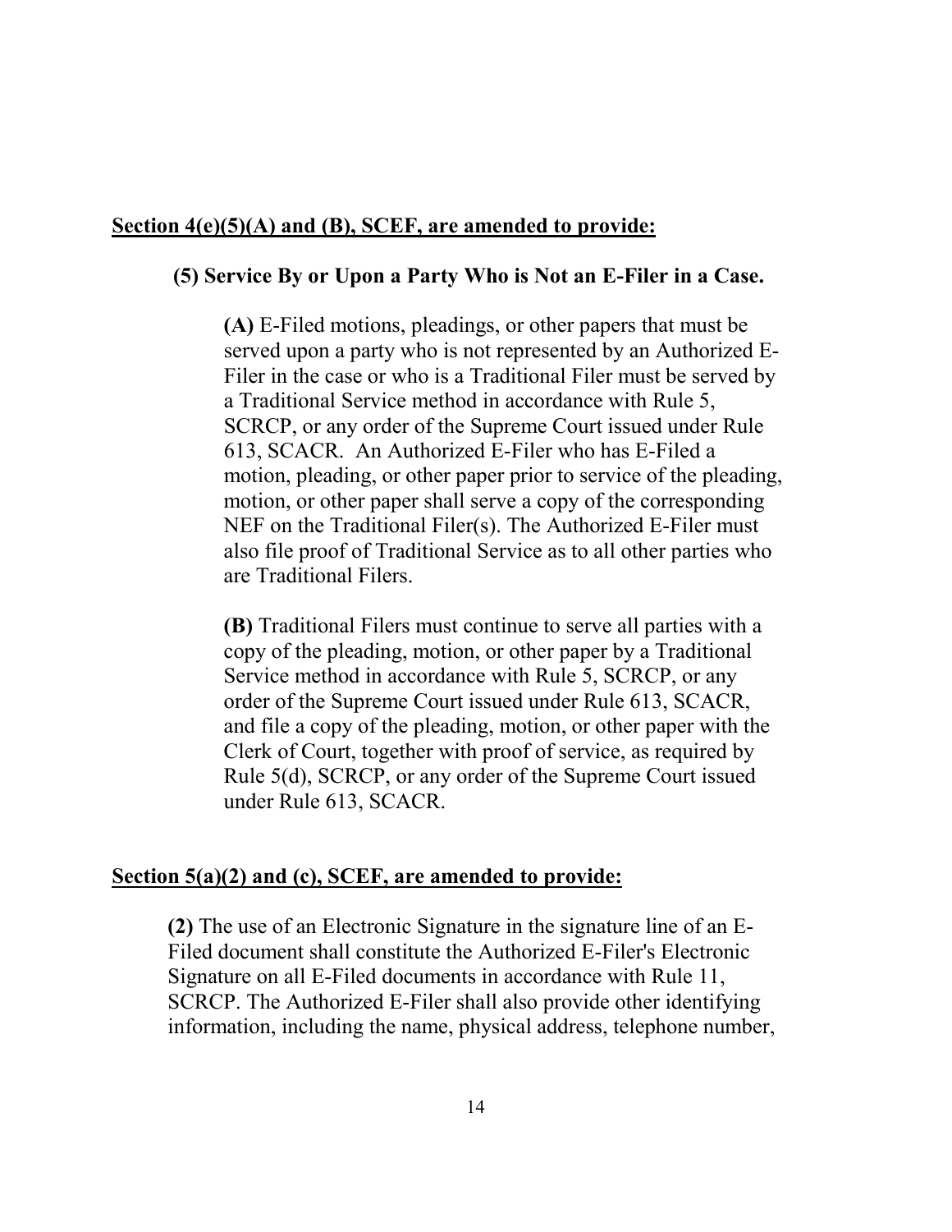**Section 4(e)(5)(A) and (B), SCEF, are amended to provide:**

**(5) Service By or Upon a Party Who is Not an E-Filer in a Case.**

**(A)** E-Filed motions, pleadings, or other papers that must be served upon a party who is not represented by an Authorized E-Filer in the case or who is a Traditional Filer must be served by a Traditional Service method in accordance with Rule 5, SCRCP, or any order of the Supreme Court issued under Rule 613, SCACR. An Authorized E-Filer who has E-Filed a motion, pleading, or other paper prior to service of the pleading, motion, or other paper shall serve a copy of the corresponding NEF on the Traditional Filer(s). The Authorized E-Filer must also file proof of Traditional Service as to all other parties who are Traditional Filers.

**(B)** Traditional Filers must continue to serve all parties with a copy of the pleading, motion, or other paper by a Traditional Service method in accordance with Rule 5, SCRCP, or any order of the Supreme Court issued under Rule 613, SCACR, and file a copy of the pleading, motion, or other paper with the Clerk of Court, together with proof of service, as required by Rule 5(d), SCRCP, or any order of the Supreme Court issued under Rule 613, SCACR.

**Section 5(a)(2) and (c), SCEF, are amended to provide:**

**(2)** The use of an Electronic Signature in the signature line of an E-Filed document shall constitute the Authorized E-Filer's Electronic Signature on all E-Filed documents in accordance with Rule 11, SCRCP. The Authorized E-Filer shall also provide other identifying information, including the name, physical address, telephone number,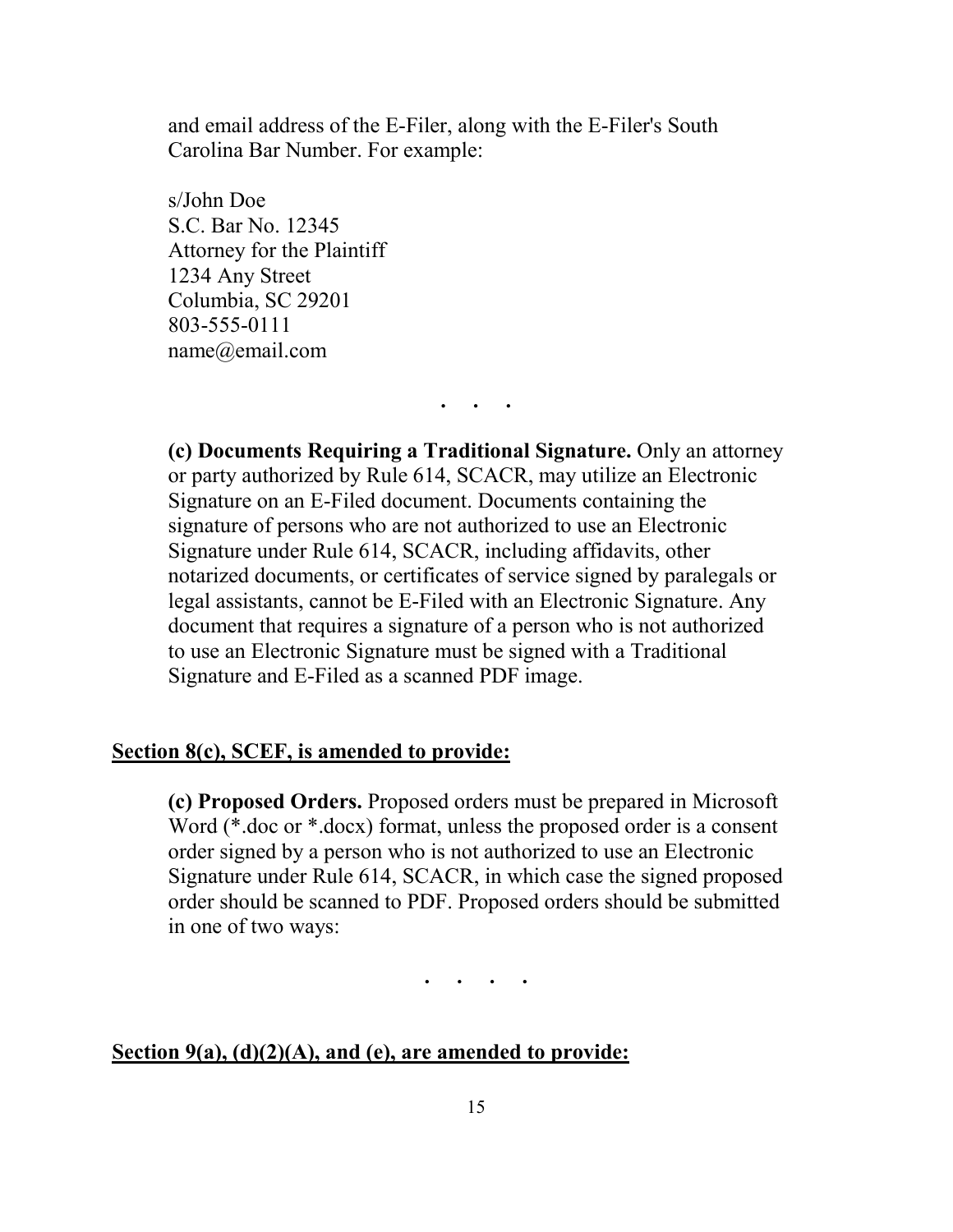and email address of the E-Filer, along with the E-Filer's South Carolina Bar Number. For example:

s/John Doe  
S.C. Bar No. 12345  
Attorney for the Plaintiff  
1234 Any Street  
Columbia, SC 29201  
803-555-0111  
name@email.com

. . .

**(c) Documents Requiring a Traditional Signature.** Only an attorney or party authorized by Rule 614, SCACR, may utilize an Electronic Signature on an E-Filed document. Documents containing the signature of persons who are not authorized to use an Electronic Signature under Rule 614, SCACR, including affidavits, other notarized documents, or certificates of service signed by paralegals or legal assistants, cannot be E-Filed with an Electronic Signature. Any document that requires a signature of a person who is not authorized to use an Electronic Signature must be signed with a Traditional Signature and E-Filed as a scanned PDF image.

**<u>Section 8(c), SCEF, is amended to provide:</u>**

**(c) Proposed Orders.** Proposed orders must be prepared in Microsoft Word (*.doc or *.docx) format, unless the proposed order is a consent order signed by a person who is not authorized to use an Electronic Signature under Rule 614, SCACR, in which case the signed proposed order should be scanned to PDF. Proposed orders should be submitted in one of two ways:

. . . .

**<u>Section 9(a), (d)(2)(A), and (e), are amended to provide:</u>**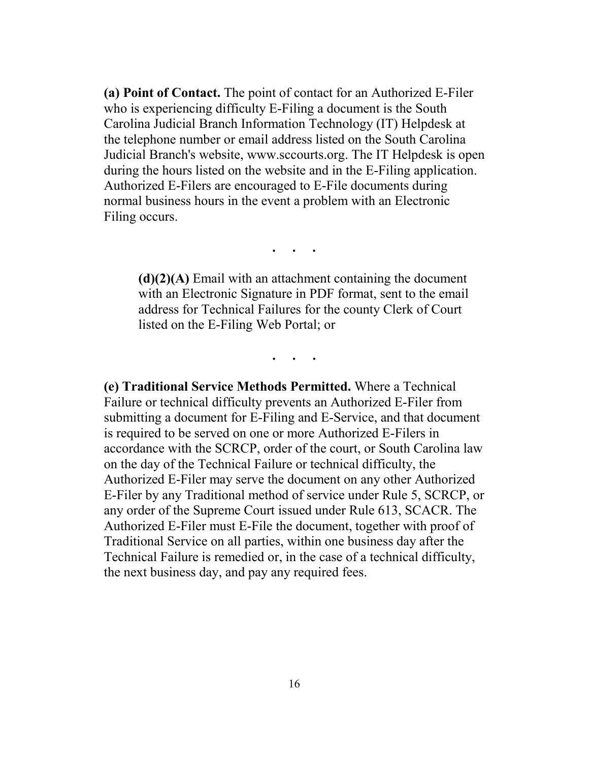**(a) Point of Contact.** The point of contact for an Authorized E-Filer who is experiencing difficulty E-Filing a document is the South Carolina Judicial Branch Information Technology (IT) Helpdesk at the telephone number or email address listed on the South Carolina Judicial Branch's website, www.sccourts.org. The IT Helpdesk is open during the hours listed on the website and in the E-Filing application. Authorized E-Filers are encouraged to E-File documents during normal business hours in the event a problem with an Electronic Filing occurs.

. . .

> **(d)(2)(A)** Email with an attachment containing the document with an Electronic Signature in PDF format, sent to the email address for Technical Failures for the county Clerk of Court listed on the E-Filing Web Portal; or

. . .

**(e) Traditional Service Methods Permitted.** Where a Technical Failure or technical difficulty prevents an Authorized E-Filer from submitting a document for E-Filing and E-Service, and that document is required to be served on one or more Authorized E-Filers in accordance with the SCRCP, order of the court, or South Carolina law on the day of the Technical Failure or technical difficulty, the Authorized E-Filer may serve the document on any other Authorized E-Filer by any Traditional method of service under Rule 5, SCRCP, or any order of the Supreme Court issued under Rule 613, SCACR. The Authorized E-Filer must E-File the document, together with proof of Traditional Service on all parties, within one business day after the Technical Failure is remedied or, in the case of a technical difficulty, the next business day, and pay any required fees.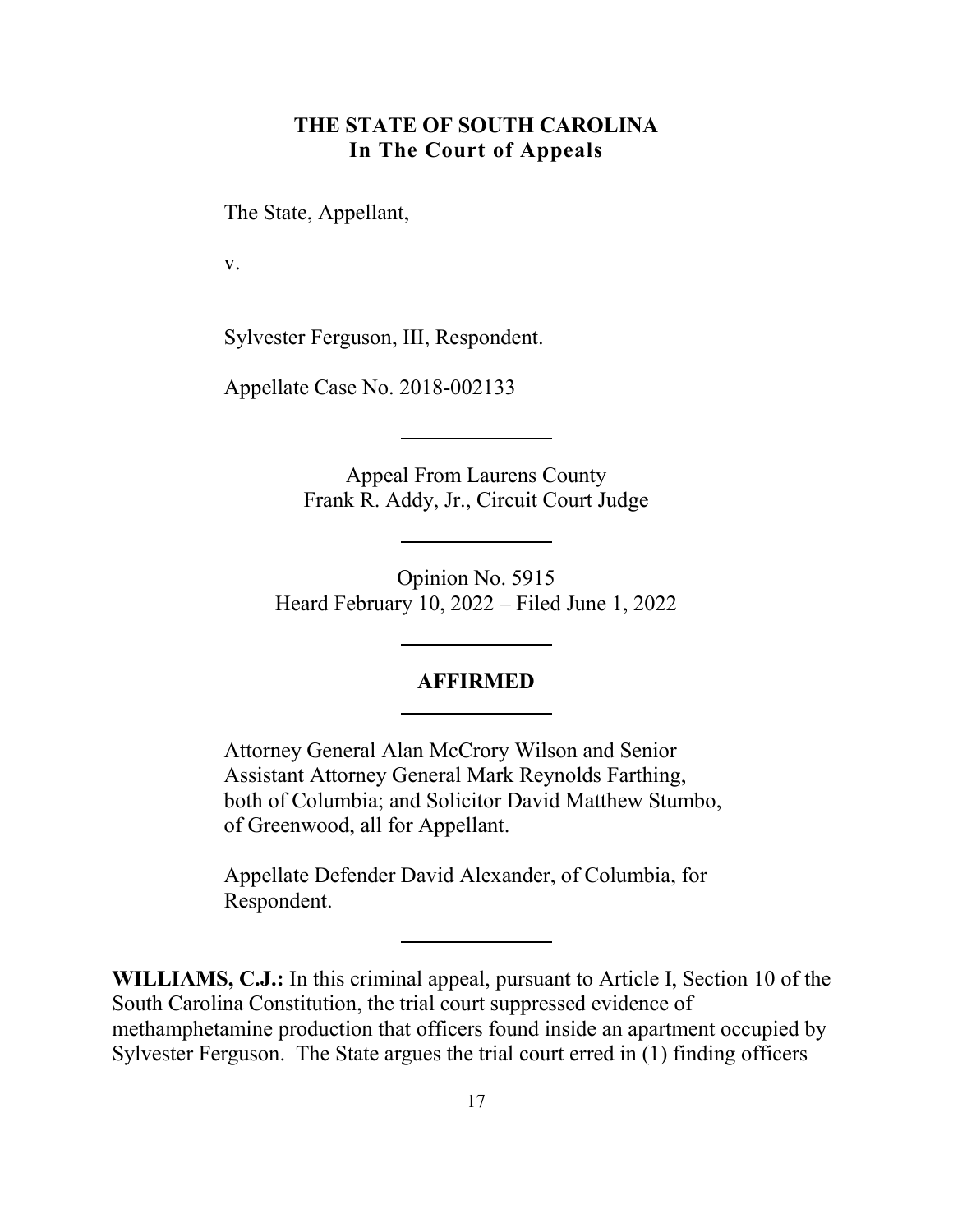**THE STATE OF SOUTH CAROLINA**
**In The Court of Appeals**

The State, Appellant,

v.

Sylvester Ferguson, III, Respondent.

Appellate Case No. 2018-002133

---

Appeal From Laurens County
Frank R. Addy, Jr., Circuit Court Judge

---

Opinion No. 5915
Heard February 10, 2022 – Filed June 1, 2022

---

**AFFIRMED**

---

Attorney General Alan McCrory Wilson and Senior Assistant Attorney General Mark Reynolds Farthing, both of Columbia; and Solicitor David Matthew Stumbo, of Greenwood, all for Appellant.

Appellate Defender David Alexander, of Columbia, for Respondent.

---

**WILLIAMS, C.J.:** In this criminal appeal, pursuant to Article I, Section 10 of the South Carolina Constitution, the trial court suppressed evidence of methamphetamine production that officers found inside an apartment occupied by Sylvester Ferguson. The State argues the trial court erred in (1) finding officers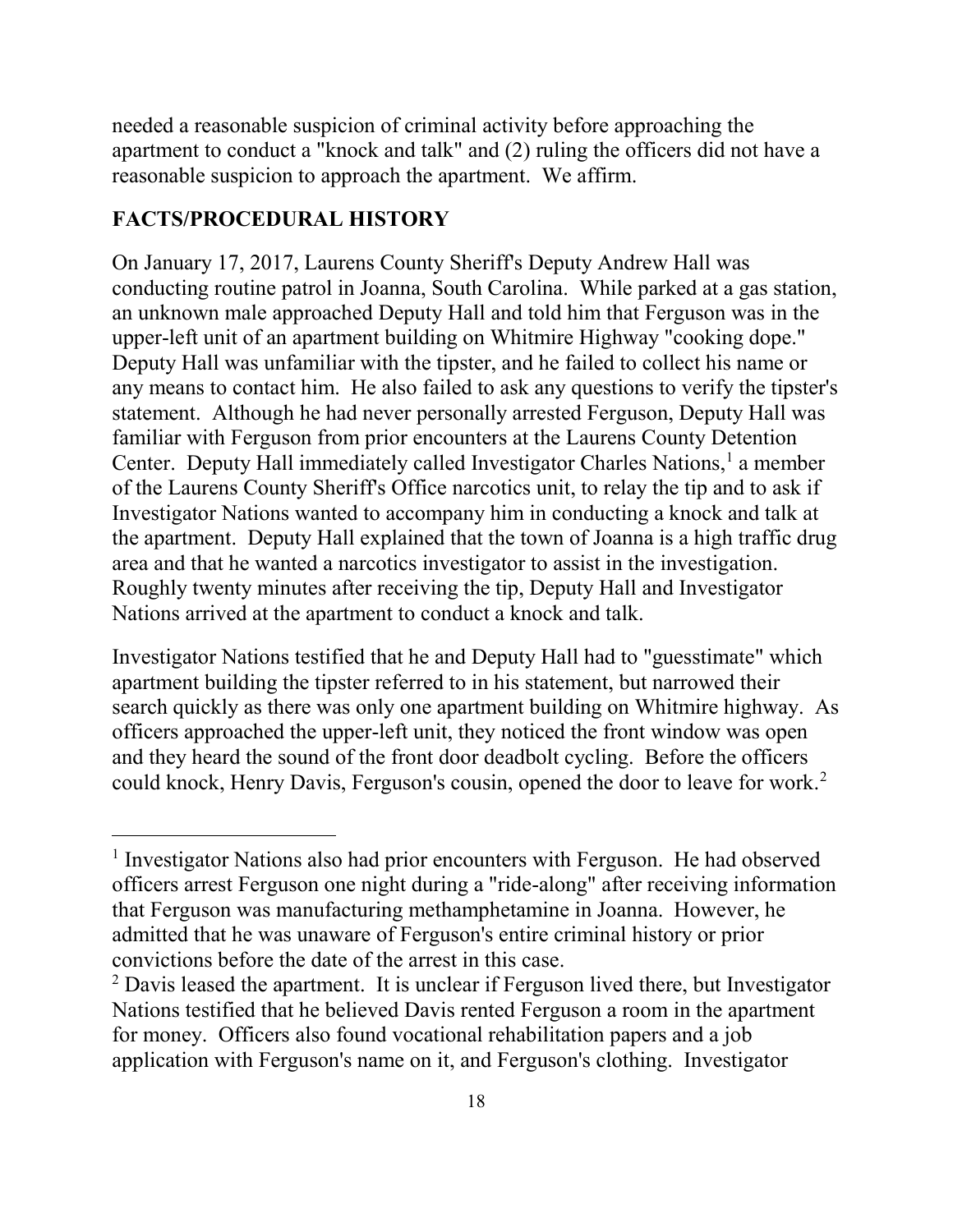needed a reasonable suspicion of criminal activity before approaching the apartment to conduct a "knock and talk" and (2) ruling the officers did not have a reasonable suspicion to approach the apartment. We affirm.

## FACTS/PROCEDURAL HISTORY

On January 17, 2017, Laurens County Sheriff's Deputy Andrew Hall was conducting routine patrol in Joanna, South Carolina. While parked at a gas station, an unknown male approached Deputy Hall and told him that Ferguson was in the upper-left unit of an apartment building on Whitmire Highway "cooking dope." Deputy Hall was unfamiliar with the tipster, and he failed to collect his name or any means to contact him. He also failed to ask any questions to verify the tipster's statement. Although he had never personally arrested Ferguson, Deputy Hall was familiar with Ferguson from prior encounters at the Laurens County Detention Center. Deputy Hall immediately called Investigator Charles Nations,[1] a member of the Laurens County Sheriff's Office narcotics unit, to relay the tip and to ask if Investigator Nations wanted to accompany him in conducting a knock and talk at the apartment. Deputy Hall explained that the town of Joanna is a high traffic drug area and that he wanted a narcotics investigator to assist in the investigation. Roughly twenty minutes after receiving the tip, Deputy Hall and Investigator Nations arrived at the apartment to conduct a knock and talk.

Investigator Nations testified that he and Deputy Hall had to "guesstimate" which apartment building the tipster referred to in his statement, but narrowed their search quickly as there was only one apartment building on Whitmire highway. As officers approached the upper-left unit, they noticed the front window was open and they heard the sound of the front door deadbolt cycling. Before the officers could knock, Henry Davis, Ferguson's cousin, opened the door to leave for work.[2]

---

[1] Investigator Nations also had prior encounters with Ferguson. He had observed officers arrest Ferguson one night during a "ride-along" after receiving information that Ferguson was manufacturing methamphetamine in Joanna. However, he admitted that he was unaware of Ferguson's entire criminal history or prior convictions before the date of the arrest in this case.

[2] Davis leased the apartment. It is unclear if Ferguson lived there, but Investigator Nations testified that he believed Davis rented Ferguson a room in the apartment for money. Officers also found vocational rehabilitation papers and a job application with Ferguson's name on it, and Ferguson's clothing. Investigator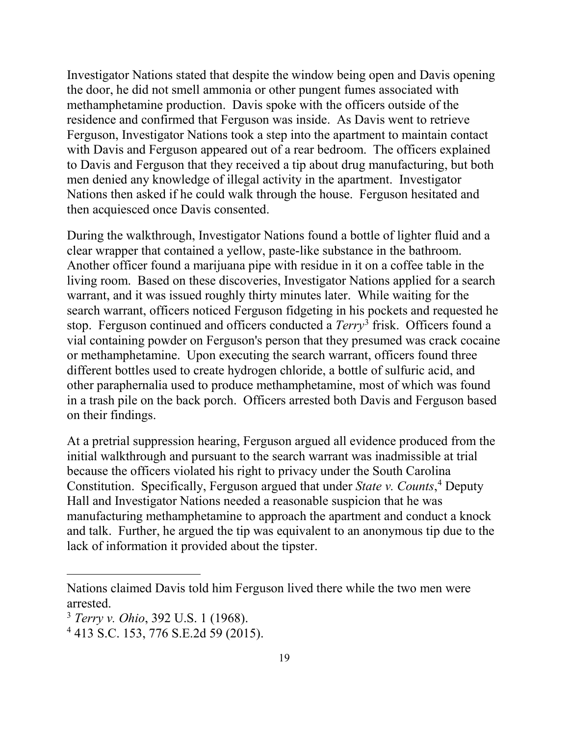Investigator Nations stated that despite the window being open and Davis opening the door, he did not smell ammonia or other pungent fumes associated with methamphetamine production. Davis spoke with the officers outside of the residence and confirmed that Ferguson was inside. As Davis went to retrieve Ferguson, Investigator Nations took a step into the apartment to maintain contact with Davis and Ferguson appeared out of a rear bedroom. The officers explained to Davis and Ferguson that they received a tip about drug manufacturing, but both men denied any knowledge of illegal activity in the apartment. Investigator Nations then asked if he could walk through the house. Ferguson hesitated and then acquiesced once Davis consented.

During the walkthrough, Investigator Nations found a bottle of lighter fluid and a clear wrapper that contained a yellow, paste-like substance in the bathroom. Another officer found a marijuana pipe with residue in it on a coffee table in the living room. Based on these discoveries, Investigator Nations applied for a search warrant, and it was issued roughly thirty minutes later. While waiting for the search warrant, officers noticed Ferguson fidgeting in his pockets and requested he stop. Ferguson continued and officers conducted a *Terry*[3] frisk. Officers found a vial containing powder on Ferguson's person that they presumed was crack cocaine or methamphetamine. Upon executing the search warrant, officers found three different bottles used to create hydrogen chloride, a bottle of sulfuric acid, and other paraphernalia used to produce methamphetamine, most of which was found in a trash pile on the back porch. Officers arrested both Davis and Ferguson based on their findings.

At a pretrial suppression hearing, Ferguson argued all evidence produced from the initial walkthrough and pursuant to the search warrant was inadmissible at trial because the officers violated his right to privacy under the South Carolina Constitution. Specifically, Ferguson argued that under *State v. Counts*,[4] Deputy Hall and Investigator Nations needed a reasonable suspicion that he was manufacturing methamphetamine to approach the apartment and conduct a knock and talk. Further, he argued the tip was equivalent to an anonymous tip due to the lack of information it provided about the tipster.

---

Nations claimed Davis told him Ferguson lived there while the two men were arrested.

[3] *Terry v. Ohio*, 392 U.S. 1 (1968).

[4] 413 S.C. 153, 776 S.E.2d 59 (2015).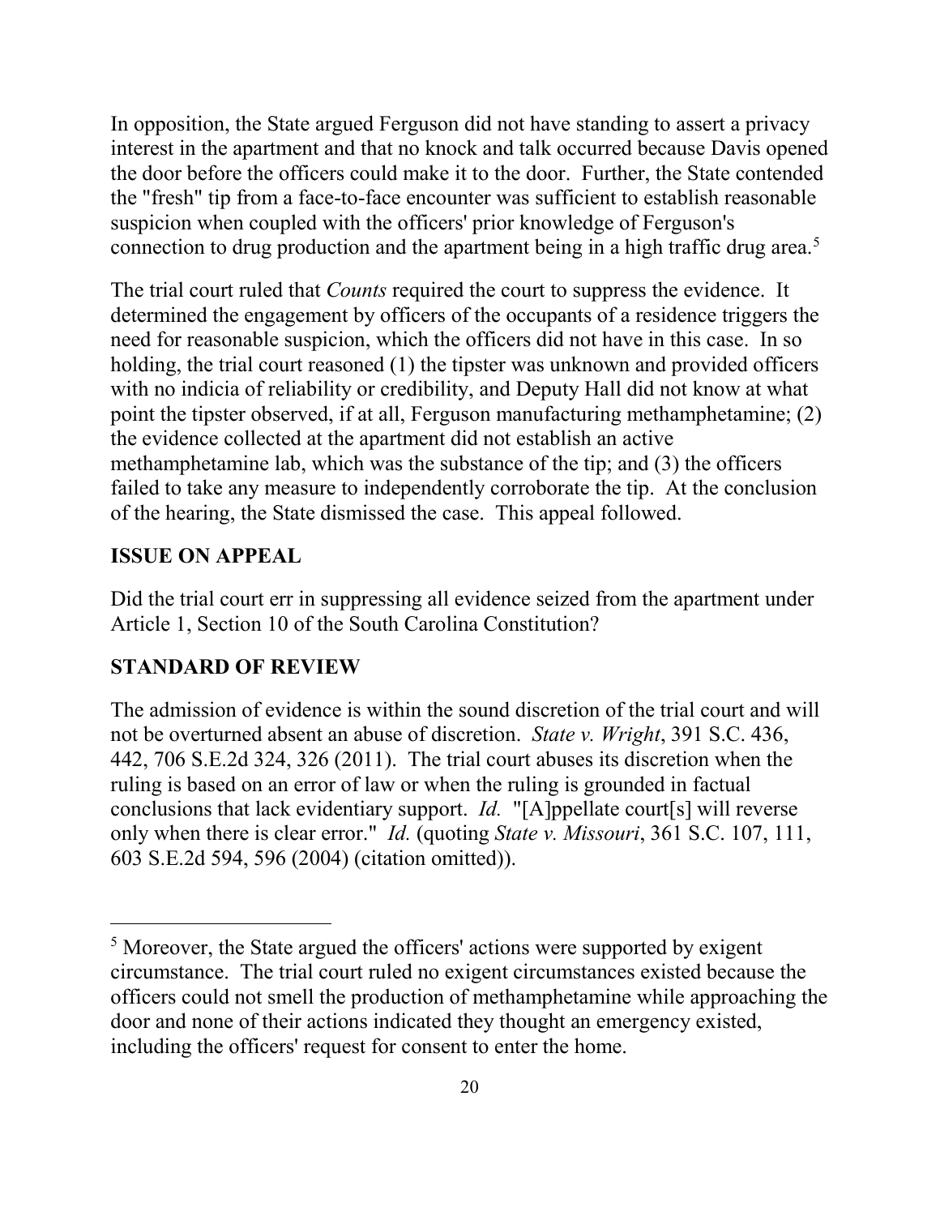In opposition, the State argued Ferguson did not have standing to assert a privacy interest in the apartment and that no knock and talk occurred because Davis opened the door before the officers could make it to the door. Further, the State contended the "fresh" tip from a face-to-face encounter was sufficient to establish reasonable suspicion when coupled with the officers' prior knowledge of Ferguson's connection to drug production and the apartment being in a high traffic drug area.[5]

The trial court ruled that *Counts* required the court to suppress the evidence. It determined the engagement by officers of the occupants of a residence triggers the need for reasonable suspicion, which the officers did not have in this case. In so holding, the trial court reasoned (1) the tipster was unknown and provided officers with no indicia of reliability or credibility, and Deputy Hall did not know at what point the tipster observed, if at all, Ferguson manufacturing methamphetamine; (2) the evidence collected at the apartment did not establish an active methamphetamine lab, which was the substance of the tip; and (3) the officers failed to take any measure to independently corroborate the tip. At the conclusion of the hearing, the State dismissed the case. This appeal followed.

## ISSUE ON APPEAL

Did the trial court err in suppressing all evidence seized from the apartment under Article 1, Section 10 of the South Carolina Constitution?

## STANDARD OF REVIEW

The admission of evidence is within the sound discretion of the trial court and will not be overturned absent an abuse of discretion. *State v. Wright*, 391 S.C. 436, 442, 706 S.E.2d 324, 326 (2011). The trial court abuses its discretion when the ruling is based on an error of law or when the ruling is grounded in factual conclusions that lack evidentiary support. *Id.* "[A]ppellate court[s] will reverse only when there is clear error." *Id.* (quoting *State v. Missouri*, 361 S.C. 107, 111, 603 S.E.2d 594, 596 (2004) (citation omitted)).

---

[5] Moreover, the State argued the officers' actions were supported by exigent circumstance. The trial court ruled no exigent circumstances existed because the officers could not smell the production of methamphetamine while approaching the door and none of their actions indicated they thought an emergency existed, including the officers' request for consent to enter the home.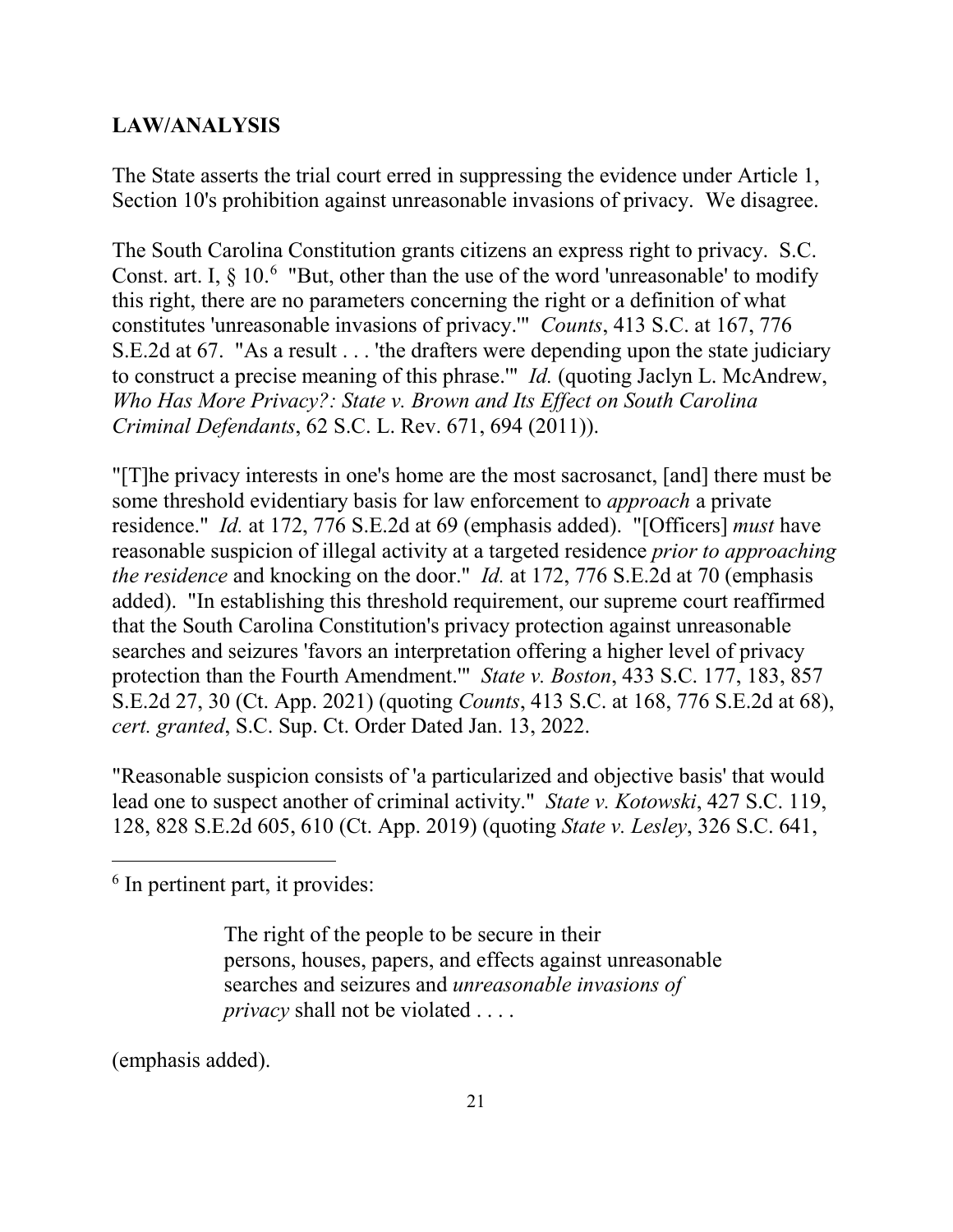**LAW/ANALYSIS**

The State asserts the trial court erred in suppressing the evidence under Article 1, Section 10's prohibition against unreasonable invasions of privacy. We disagree.

The South Carolina Constitution grants citizens an express right to privacy. S.C. Const. art. I, § 10.[6] "But, other than the use of the word 'unreasonable' to modify this right, there are no parameters concerning the right or a definition of what constitutes 'unreasonable invasions of privacy.'" *Counts*, 413 S.C. at 167, 776 S.E.2d at 67. "As a result . . . 'the drafters were depending upon the state judiciary to construct a precise meaning of this phrase.'" *Id.* (quoting Jaclyn L. McAndrew, *Who Has More Privacy?: State v. Brown and Its Effect on South Carolina Criminal Defendants*, 62 S.C. L. Rev. 671, 694 (2011)).

"[T]he privacy interests in one's home are the most sacrosanct, [and] there must be some threshold evidentiary basis for law enforcement to *approach* a private residence." *Id.* at 172, 776 S.E.2d at 69 (emphasis added). "[Officers] *must* have reasonable suspicion of illegal activity at a targeted residence *prior to approaching the residence* and knocking on the door." *Id.* at 172, 776 S.E.2d at 70 (emphasis added). "In establishing this threshold requirement, our supreme court reaffirmed that the South Carolina Constitution's privacy protection against unreasonable searches and seizures 'favors an interpretation offering a higher level of privacy protection than the Fourth Amendment.'" *State v. Boston*, 433 S.C. 177, 183, 857 S.E.2d 27, 30 (Ct. App. 2021) (quoting *Counts*, 413 S.C. at 168, 776 S.E.2d at 68), *cert. granted*, S.C. Sup. Ct. Order Dated Jan. 13, 2022.

"Reasonable suspicion consists of 'a particularized and objective basis' that would lead one to suspect another of criminal activity." *State v. Kotowski*, 427 S.C. 119, 128, 828 S.E.2d 605, 610 (Ct. App. 2019) (quoting *State v. Lesley*, 326 S.C. 641,

---

[6] In pertinent part, it provides:

> The right of the people to be secure in their persons, houses, papers, and effects against unreasonable searches and seizures and *unreasonable invasions of privacy* shall not be violated . . . .

(emphasis added).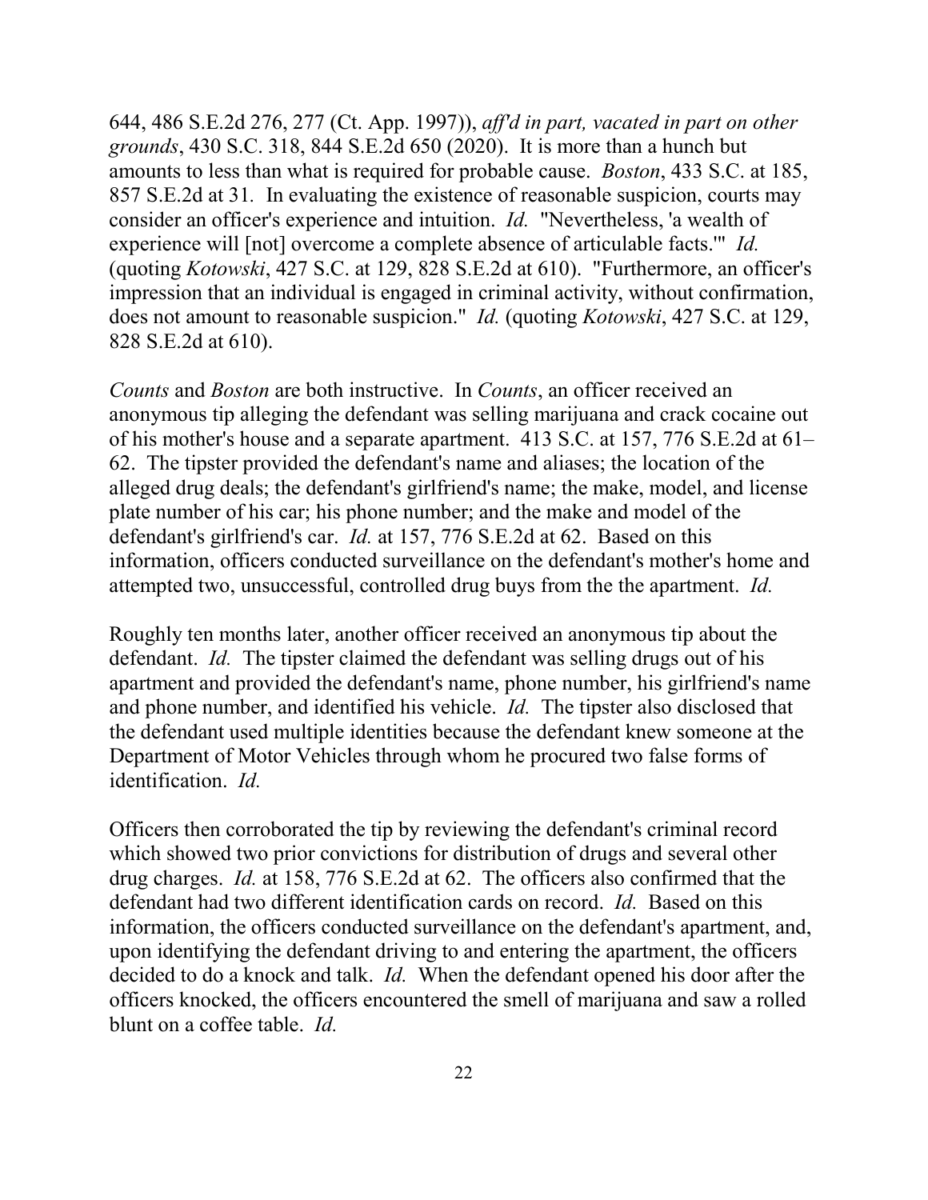644, 486 S.E.2d 276, 277 (Ct. App. 1997)), *aff'd in part, vacated in part on other grounds*, 430 S.C. 318, 844 S.E.2d 650 (2020). It is more than a hunch but amounts to less than what is required for probable cause. *Boston*, 433 S.C. at 185, 857 S.E.2d at 31. In evaluating the existence of reasonable suspicion, courts may consider an officer's experience and intuition. *Id.* "Nevertheless, 'a wealth of experience will [not] overcome a complete absence of articulable facts.'" *Id.* (quoting *Kotowski*, 427 S.C. at 129, 828 S.E.2d at 610). "Furthermore, an officer's impression that an individual is engaged in criminal activity, without confirmation, does not amount to reasonable suspicion." *Id.* (quoting *Kotowski*, 427 S.C. at 129, 828 S.E.2d at 610).

*Counts* and *Boston* are both instructive. In *Counts*, an officer received an anonymous tip alleging the defendant was selling marijuana and crack cocaine out of his mother's house and a separate apartment. 413 S.C. at 157, 776 S.E.2d at 61–62. The tipster provided the defendant's name and aliases; the location of the alleged drug deals; the defendant's girlfriend's name; the make, model, and license plate number of his car; his phone number; and the make and model of the defendant's girlfriend's car. *Id.* at 157, 776 S.E.2d at 62. Based on this information, officers conducted surveillance on the defendant's mother's home and attempted two, unsuccessful, controlled drug buys from the the apartment. *Id.*

Roughly ten months later, another officer received an anonymous tip about the defendant. *Id.* The tipster claimed the defendant was selling drugs out of his apartment and provided the defendant's name, phone number, his girlfriend's name and phone number, and identified his vehicle. *Id.* The tipster also disclosed that the defendant used multiple identities because the defendant knew someone at the Department of Motor Vehicles through whom he procured two false forms of identification. *Id.*

Officers then corroborated the tip by reviewing the defendant's criminal record which showed two prior convictions for distribution of drugs and several other drug charges. *Id.* at 158, 776 S.E.2d at 62. The officers also confirmed that the defendant had two different identification cards on record. *Id.* Based on this information, the officers conducted surveillance on the defendant's apartment, and, upon identifying the defendant driving to and entering the apartment, the officers decided to do a knock and talk. *Id.* When the defendant opened his door after the officers knocked, the officers encountered the smell of marijuana and saw a rolled blunt on a coffee table. *Id.*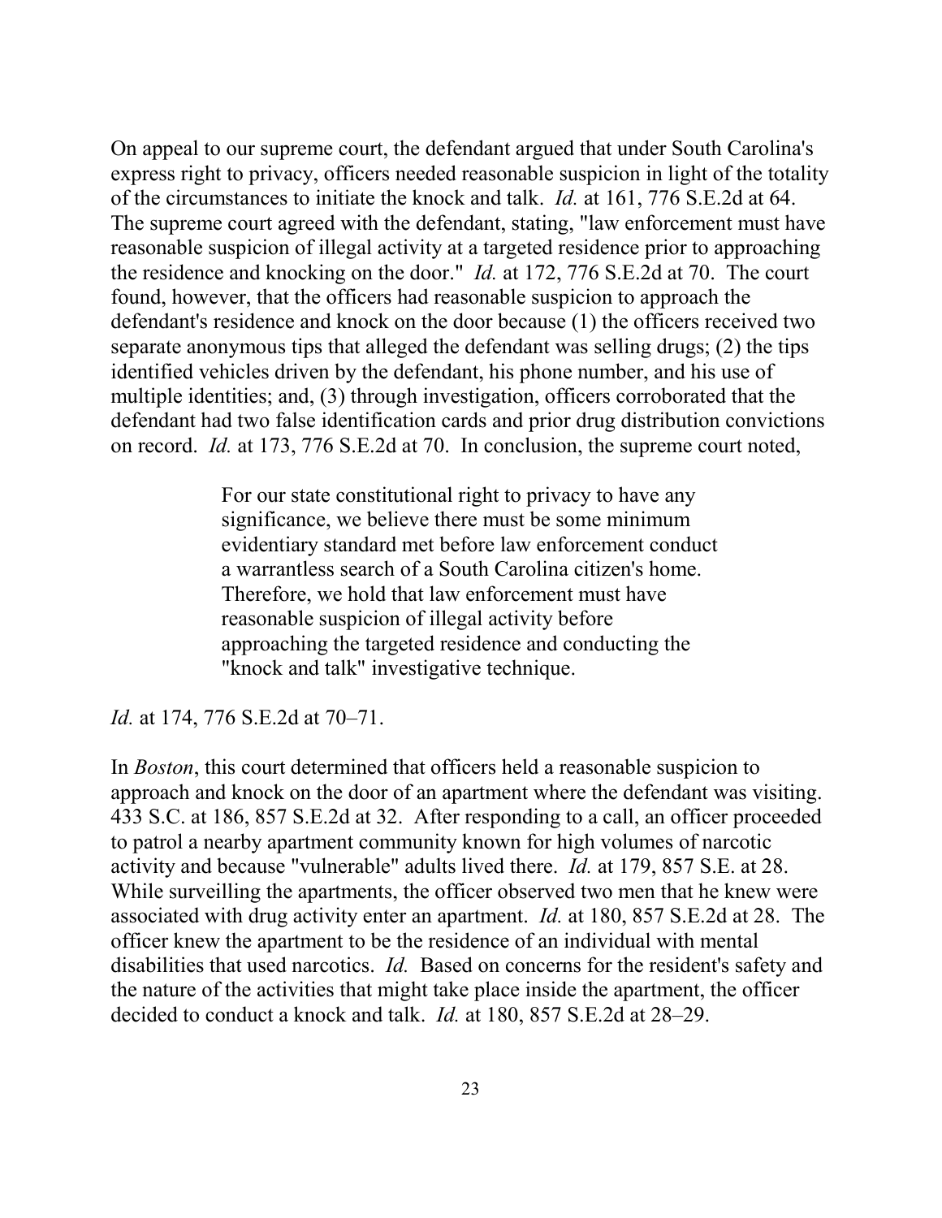On appeal to our supreme court, the defendant argued that under South Carolina's express right to privacy, officers needed reasonable suspicion in light of the totality of the circumstances to initiate the knock and talk. *Id.* at 161, 776 S.E.2d at 64. The supreme court agreed with the defendant, stating, "law enforcement must have reasonable suspicion of illegal activity at a targeted residence prior to approaching the residence and knocking on the door." *Id.* at 172, 776 S.E.2d at 70. The court found, however, that the officers had reasonable suspicion to approach the defendant's residence and knock on the door because (1) the officers received two separate anonymous tips that alleged the defendant was selling drugs; (2) the tips identified vehicles driven by the defendant, his phone number, and his use of multiple identities; and, (3) through investigation, officers corroborated that the defendant had two false identification cards and prior drug distribution convictions on record. *Id.* at 173, 776 S.E.2d at 70. In conclusion, the supreme court noted,

> For our state constitutional right to privacy to have any significance, we believe there must be some minimum evidentiary standard met before law enforcement conduct a warrantless search of a South Carolina citizen's home. Therefore, we hold that law enforcement must have reasonable suspicion of illegal activity before approaching the targeted residence and conducting the "knock and talk" investigative technique.

*Id.* at 174, 776 S.E.2d at 70–71.

In *Boston*, this court determined that officers held a reasonable suspicion to approach and knock on the door of an apartment where the defendant was visiting. 433 S.C. at 186, 857 S.E.2d at 32. After responding to a call, an officer proceeded to patrol a nearby apartment community known for high volumes of narcotic activity and because "vulnerable" adults lived there. *Id.* at 179, 857 S.E. at 28. While surveilling the apartments, the officer observed two men that he knew were associated with drug activity enter an apartment. *Id.* at 180, 857 S.E.2d at 28. The officer knew the apartment to be the residence of an individual with mental disabilities that used narcotics. *Id.* Based on concerns for the resident's safety and the nature of the activities that might take place inside the apartment, the officer decided to conduct a knock and talk. *Id.* at 180, 857 S.E.2d at 28–29.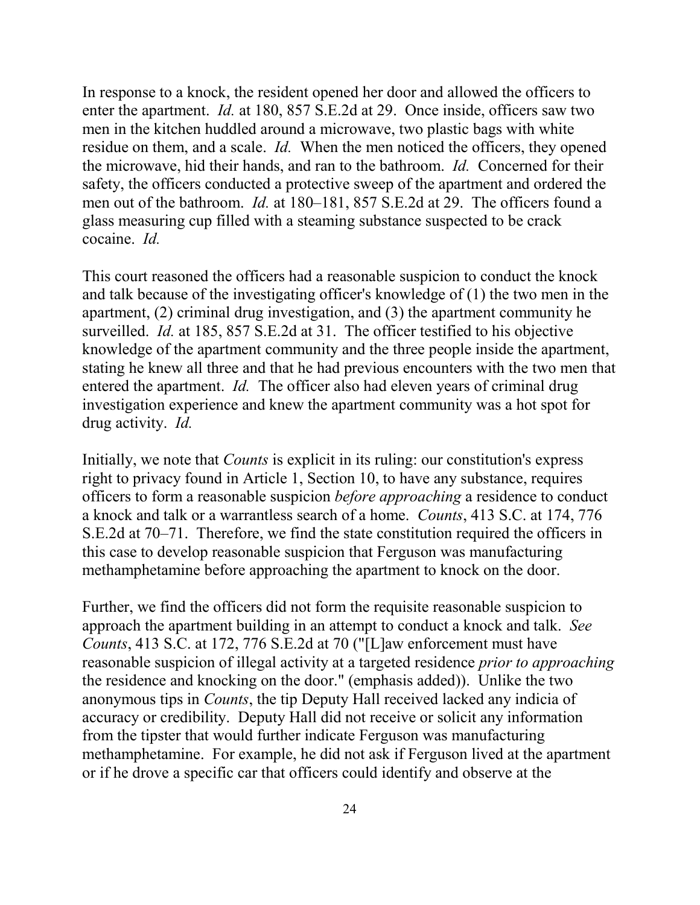In response to a knock, the resident opened her door and allowed the officers to enter the apartment. *Id.* at 180, 857 S.E.2d at 29. Once inside, officers saw two men in the kitchen huddled around a microwave, two plastic bags with white residue on them, and a scale. *Id.* When the men noticed the officers, they opened the microwave, hid their hands, and ran to the bathroom. *Id.* Concerned for their safety, the officers conducted a protective sweep of the apartment and ordered the men out of the bathroom. *Id.* at 180–181, 857 S.E.2d at 29. The officers found a glass measuring cup filled with a steaming substance suspected to be crack cocaine. *Id.*

This court reasoned the officers had a reasonable suspicion to conduct the knock and talk because of the investigating officer's knowledge of (1) the two men in the apartment, (2) criminal drug investigation, and (3) the apartment community he surveilled. *Id.* at 185, 857 S.E.2d at 31. The officer testified to his objective knowledge of the apartment community and the three people inside the apartment, stating he knew all three and that he had previous encounters with the two men that entered the apartment. *Id.* The officer also had eleven years of criminal drug investigation experience and knew the apartment community was a hot spot for drug activity. *Id.*

Initially, we note that *Counts* is explicit in its ruling: our constitution's express right to privacy found in Article 1, Section 10, to have any substance, requires officers to form a reasonable suspicion *before approaching* a residence to conduct a knock and talk or a warrantless search of a home. *Counts*, 413 S.C. at 174, 776 S.E.2d at 70–71. Therefore, we find the state constitution required the officers in this case to develop reasonable suspicion that Ferguson was manufacturing methamphetamine before approaching the apartment to knock on the door.

Further, we find the officers did not form the requisite reasonable suspicion to approach the apartment building in an attempt to conduct a knock and talk. *See Counts*, 413 S.C. at 172, 776 S.E.2d at 70 ("[L]aw enforcement must have reasonable suspicion of illegal activity at a targeted residence *prior to approaching* the residence and knocking on the door." (emphasis added)). Unlike the two anonymous tips in *Counts*, the tip Deputy Hall received lacked any indicia of accuracy or credibility. Deputy Hall did not receive or solicit any information from the tipster that would further indicate Ferguson was manufacturing methamphetamine. For example, he did not ask if Ferguson lived at the apartment or if he drove a specific car that officers could identify and observe at the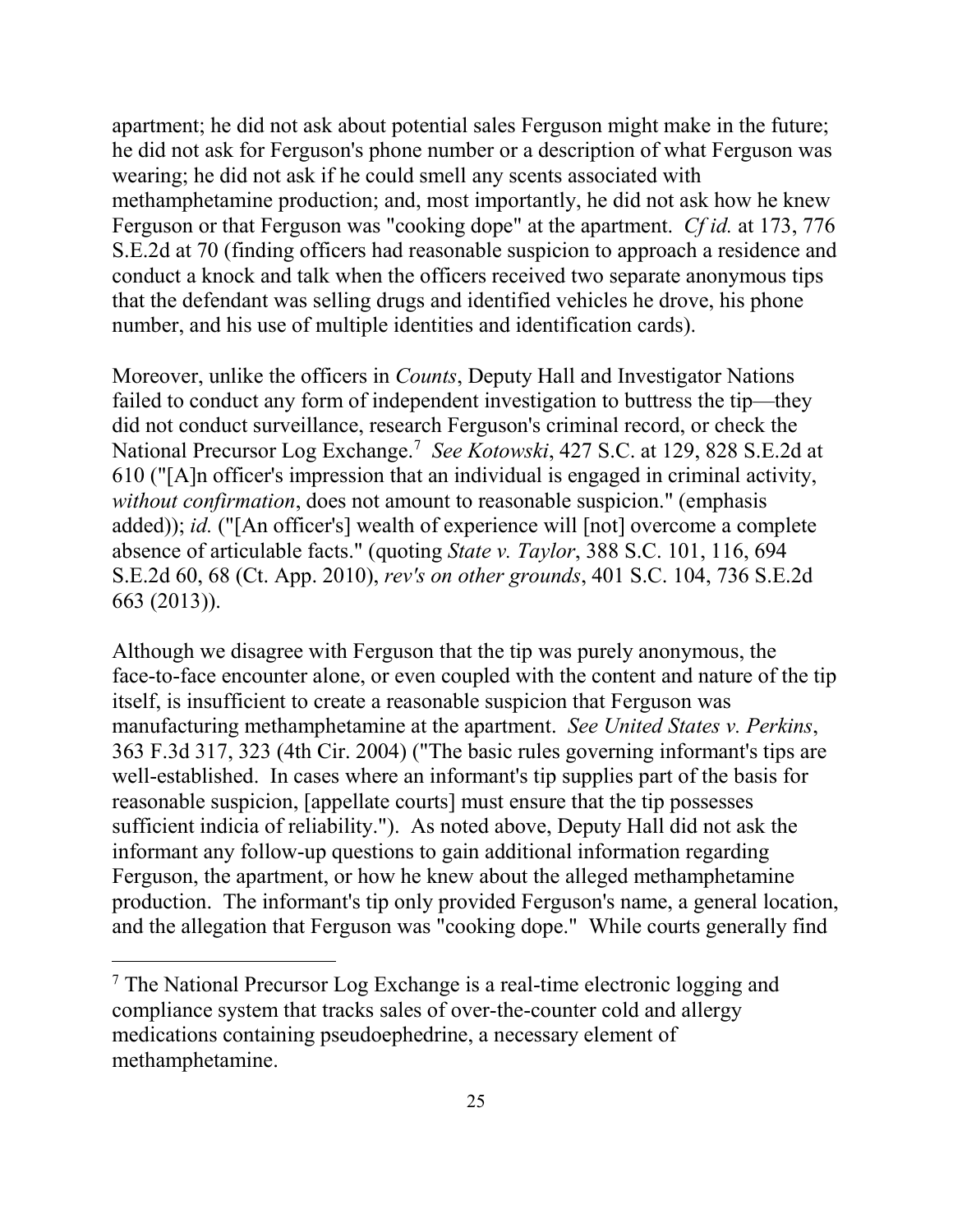apartment; he did not ask about potential sales Ferguson might make in the future; he did not ask for Ferguson's phone number or a description of what Ferguson was wearing; he did not ask if he could smell any scents associated with methamphetamine production; and, most importantly, he did not ask how he knew Ferguson or that Ferguson was "cooking dope" at the apartment. *Cf id.* at 173, 776 S.E.2d at 70 (finding officers had reasonable suspicion to approach a residence and conduct a knock and talk when the officers received two separate anonymous tips that the defendant was selling drugs and identified vehicles he drove, his phone number, and his use of multiple identities and identification cards).

Moreover, unlike the officers in *Counts*, Deputy Hall and Investigator Nations failed to conduct any form of independent investigation to buttress the tip—they did not conduct surveillance, research Ferguson's criminal record, or check the National Precursor Log Exchange.[7] *See Kotowski*, 427 S.C. at 129, 828 S.E.2d at 610 ("[A]n officer's impression that an individual is engaged in criminal activity, *without confirmation*, does not amount to reasonable suspicion." (emphasis added)); *id.* ("[An officer's] wealth of experience will [not] overcome a complete absence of articulable facts." (quoting *State v. Taylor*, 388 S.C. 101, 116, 694 S.E.2d 60, 68 (Ct. App. 2010), *rev's on other grounds*, 401 S.C. 104, 736 S.E.2d 663 (2013)).

Although we disagree with Ferguson that the tip was purely anonymous, the face-to-face encounter alone, or even coupled with the content and nature of the tip itself, is insufficient to create a reasonable suspicion that Ferguson was manufacturing methamphetamine at the apartment. *See United States v. Perkins*, 363 F.3d 317, 323 (4th Cir. 2004) ("The basic rules governing informant's tips are well-established. In cases where an informant's tip supplies part of the basis for reasonable suspicion, [appellate courts] must ensure that the tip possesses sufficient indicia of reliability."). As noted above, Deputy Hall did not ask the informant any follow-up questions to gain additional information regarding Ferguson, the apartment, or how he knew about the alleged methamphetamine production. The informant's tip only provided Ferguson's name, a general location, and the allegation that Ferguson was "cooking dope." While courts generally find

[7] The National Precursor Log Exchange is a real-time electronic logging and compliance system that tracks sales of over-the-counter cold and allergy medications containing pseudoephedrine, a necessary element of methamphetamine.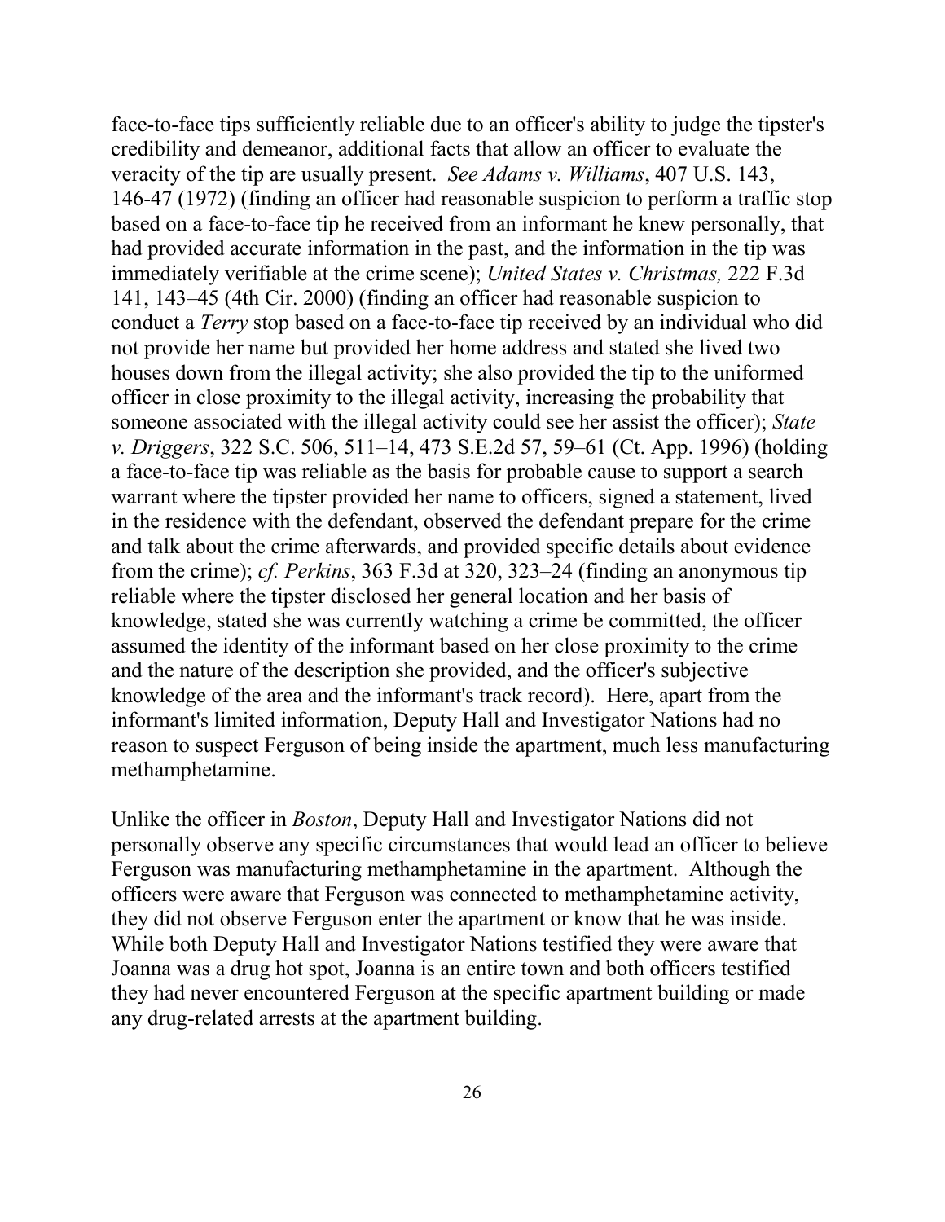face-to-face tips sufficiently reliable due to an officer's ability to judge the tipster's credibility and demeanor, additional facts that allow an officer to evaluate the veracity of the tip are usually present. *See Adams v. Williams*, 407 U.S. 143, 146-47 (1972) (finding an officer had reasonable suspicion to perform a traffic stop based on a face-to-face tip he received from an informant he knew personally, that had provided accurate information in the past, and the information in the tip was immediately verifiable at the crime scene); *United States v. Christmas,* 222 F.3d 141, 143–45 (4th Cir. 2000) (finding an officer had reasonable suspicion to conduct a *Terry* stop based on a face-to-face tip received by an individual who did not provide her name but provided her home address and stated she lived two houses down from the illegal activity; she also provided the tip to the uniformed officer in close proximity to the illegal activity, increasing the probability that someone associated with the illegal activity could see her assist the officer); *State v. Driggers*, 322 S.C. 506, 511–14, 473 S.E.2d 57, 59–61 (Ct. App. 1996) (holding a face-to-face tip was reliable as the basis for probable cause to support a search warrant where the tipster provided her name to officers, signed a statement, lived in the residence with the defendant, observed the defendant prepare for the crime and talk about the crime afterwards, and provided specific details about evidence from the crime); *cf. Perkins*, 363 F.3d at 320, 323–24 (finding an anonymous tip reliable where the tipster disclosed her general location and her basis of knowledge, stated she was currently watching a crime be committed, the officer assumed the identity of the informant based on her close proximity to the crime and the nature of the description she provided, and the officer's subjective knowledge of the area and the informant's track record). Here, apart from the informant's limited information, Deputy Hall and Investigator Nations had no reason to suspect Ferguson of being inside the apartment, much less manufacturing methamphetamine.

Unlike the officer in *Boston*, Deputy Hall and Investigator Nations did not personally observe any specific circumstances that would lead an officer to believe Ferguson was manufacturing methamphetamine in the apartment. Although the officers were aware that Ferguson was connected to methamphetamine activity, they did not observe Ferguson enter the apartment or know that he was inside. While both Deputy Hall and Investigator Nations testified they were aware that Joanna was a drug hot spot, Joanna is an entire town and both officers testified they had never encountered Ferguson at the specific apartment building or made any drug-related arrests at the apartment building.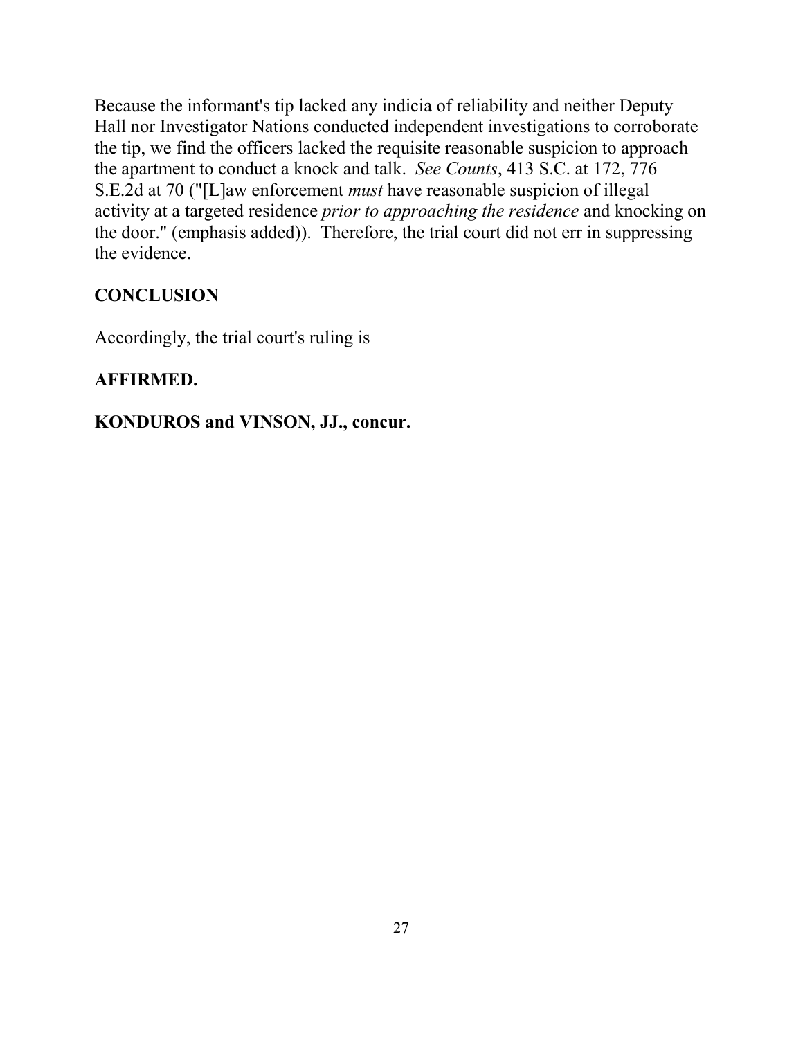Because the informant's tip lacked any indicia of reliability and neither Deputy Hall nor Investigator Nations conducted independent investigations to corroborate the tip, we find the officers lacked the requisite reasonable suspicion to approach the apartment to conduct a knock and talk. *See Counts*, 413 S.C. at 172, 776 S.E.2d at 70 ("[L]aw enforcement *must* have reasonable suspicion of illegal activity at a targeted residence *prior to approaching the residence* and knocking on the door." (emphasis added)). Therefore, the trial court did not err in suppressing the evidence.

## CONCLUSION

Accordingly, the trial court's ruling is

**AFFIRMED.**

**KONDUROS and VINSON, JJ., concur.**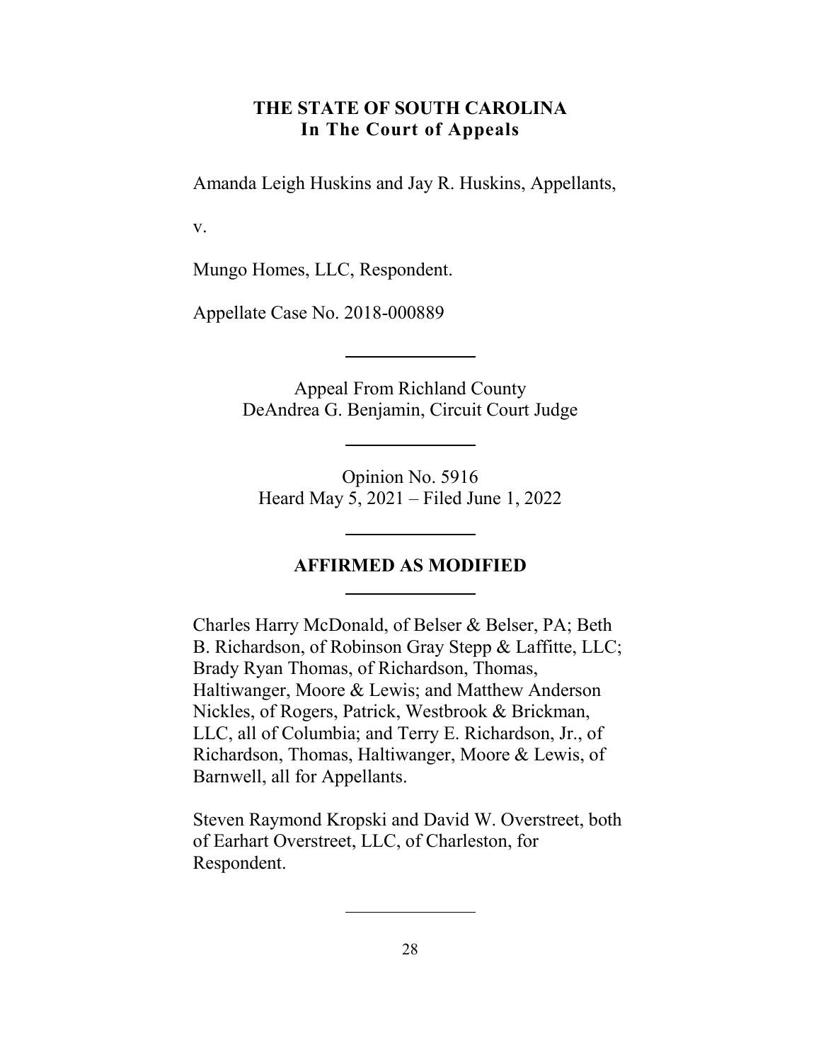**THE STATE OF SOUTH CAROLINA**
**In The Court of Appeals**

Amanda Leigh Huskins and Jay R. Huskins, Appellants,

v.

Mungo Homes, LLC, Respondent.

Appellate Case No. 2018-000889

---

Appeal From Richland County
DeAndrea G. Benjamin, Circuit Court Judge

---

Opinion No. 5916
Heard May 5, 2021 – Filed June 1, 2022

---

**AFFIRMED AS MODIFIED**

---

Charles Harry McDonald, of Belser & Belser, PA; Beth B. Richardson, of Robinson Gray Stepp & Laffitte, LLC; Brady Ryan Thomas, of Richardson, Thomas, Haltiwanger, Moore & Lewis; and Matthew Anderson Nickles, of Rogers, Patrick, Westbrook & Brickman, LLC, all of Columbia; and Terry E. Richardson, Jr., of Richardson, Thomas, Haltiwanger, Moore & Lewis, of Barnwell, all for Appellants.

Steven Raymond Kropski and David W. Overstreet, both of Earhart Overstreet, LLC, of Charleston, for Respondent.

---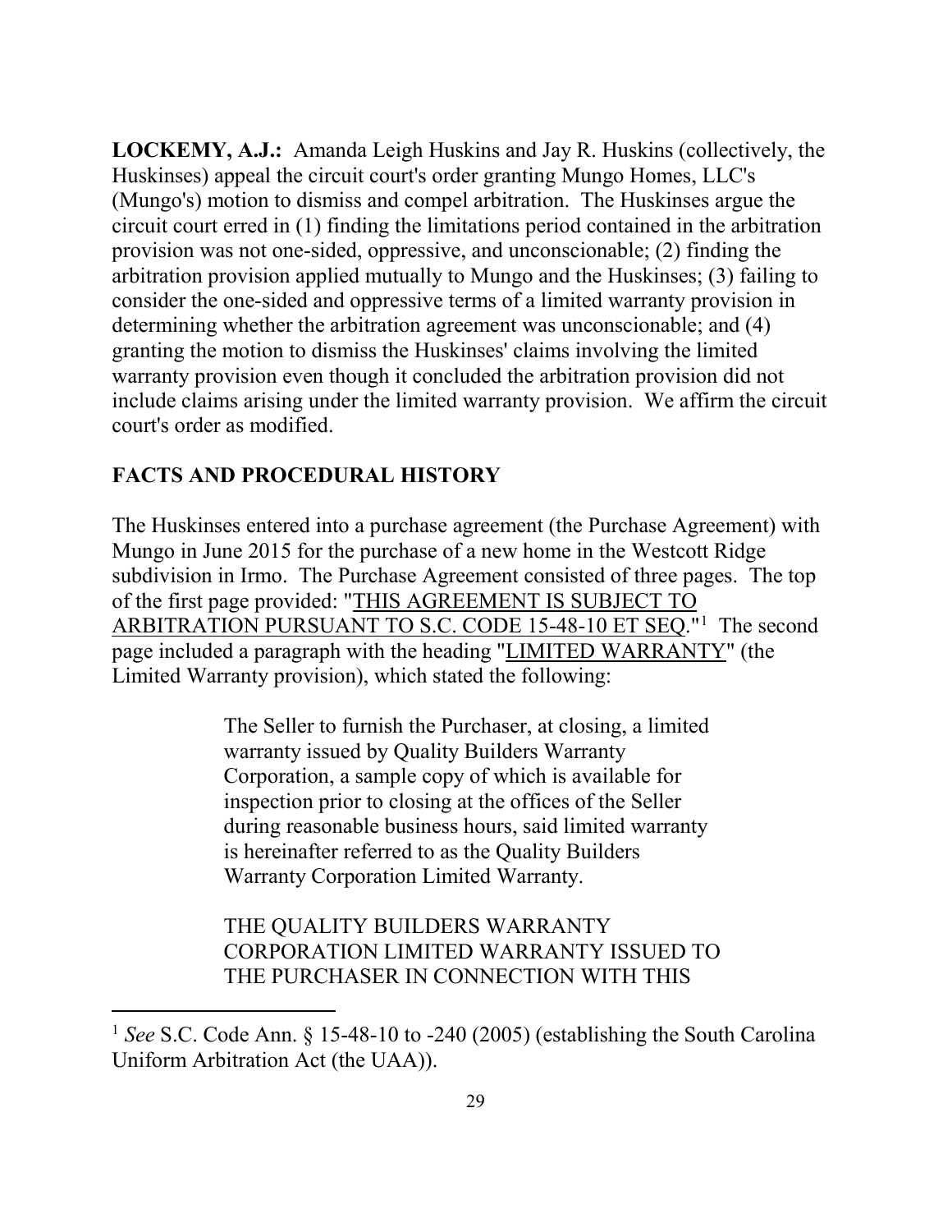**LOCKEMY, A.J.:** Amanda Leigh Huskins and Jay R. Huskins (collectively, the Huskinses) appeal the circuit court's order granting Mungo Homes, LLC's (Mungo's) motion to dismiss and compel arbitration. The Huskinses argue the circuit court erred in (1) finding the limitations period contained in the arbitration provision was not one-sided, oppressive, and unconscionable; (2) finding the arbitration provision applied mutually to Mungo and the Huskinses; (3) failing to consider the one-sided and oppressive terms of a limited warranty provision in determining whether the arbitration agreement was unconscionable; and (4) granting the motion to dismiss the Huskinses' claims involving the limited warranty provision even though it concluded the arbitration provision did not include claims arising under the limited warranty provision. We affirm the circuit court's order as modified.

## FACTS AND PROCEDURAL HISTORY

The Huskinses entered into a purchase agreement (the Purchase Agreement) with Mungo in June 2015 for the purchase of a new home in the Westcott Ridge subdivision in Irmo. The Purchase Agreement consisted of three pages. The top of the first page provided: "THIS AGREEMENT IS SUBJECT TO ARBITRATION PURSUANT TO S.C. CODE 15-48-10 ET SEQ."[1] The second page included a paragraph with the heading "LIMITED WARRANTY" (the Limited Warranty provision), which stated the following:

> The Seller to furnish the Purchaser, at closing, a limited warranty issued by Quality Builders Warranty Corporation, a sample copy of which is available for inspection prior to closing at the offices of the Seller during reasonable business hours, said limited warranty is hereinafter referred to as the Quality Builders Warranty Corporation Limited Warranty.
>
> THE QUALITY BUILDERS WARRANTY CORPORATION LIMITED WARRANTY ISSUED TO THE PURCHASER IN CONNECTION WITH THIS

[1] *See* S.C. Code Ann. § 15-48-10 to -240 (2005) (establishing the South Carolina Uniform Arbitration Act (the UAA)).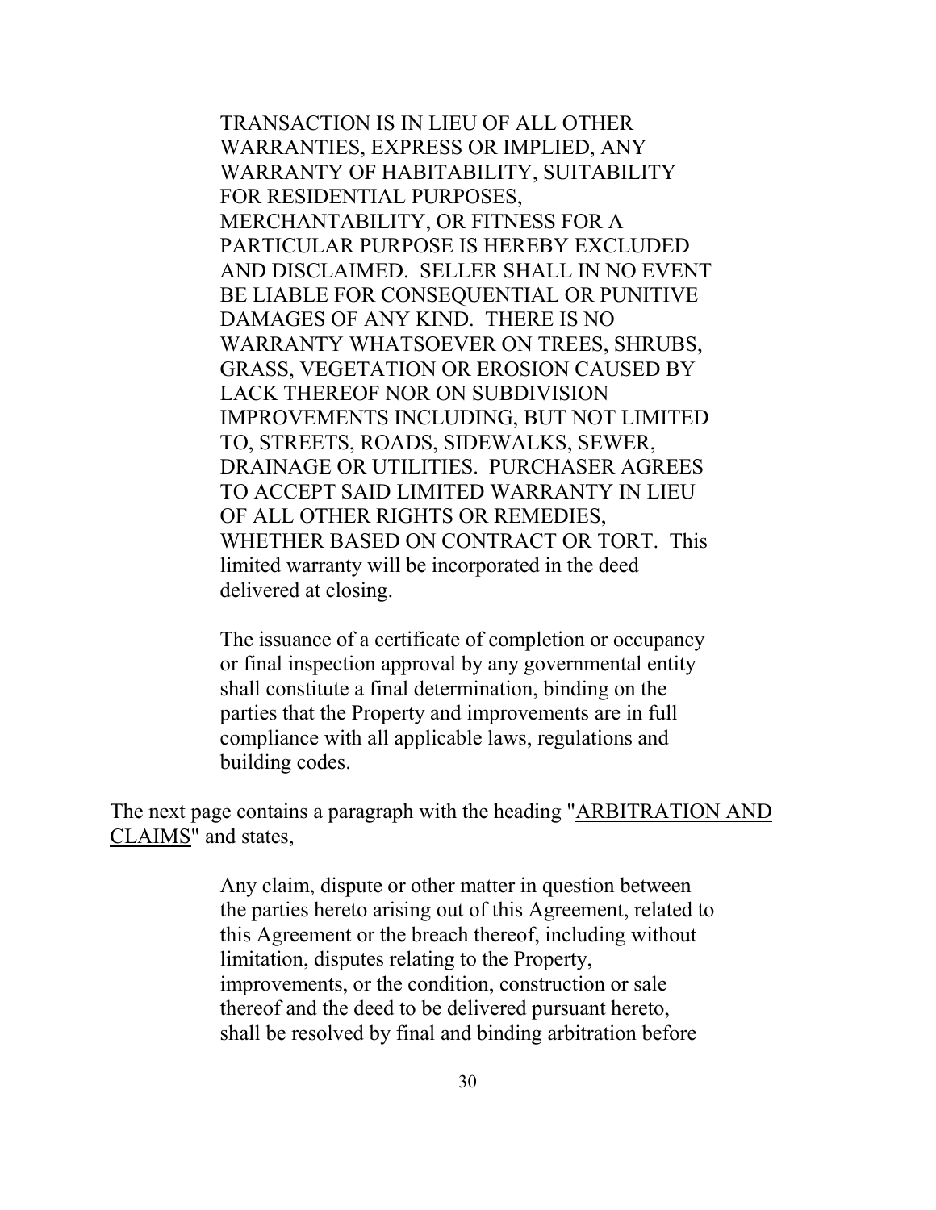> TRANSACTION IS IN LIEU OF ALL OTHER WARRANTIES, EXPRESS OR IMPLIED, ANY WARRANTY OF HABITABILITY, SUITABILITY FOR RESIDENTIAL PURPOSES, MERCHANTABILITY, OR FITNESS FOR A PARTICULAR PURPOSE IS HEREBY EXCLUDED AND DISCLAIMED. SELLER SHALL IN NO EVENT BE LIABLE FOR CONSEQUENTIAL OR PUNITIVE DAMAGES OF ANY KIND. THERE IS NO WARRANTY WHATSOEVER ON TREES, SHRUBS, GRASS, VEGETATION OR EROSION CAUSED BY LACK THEREOF NOR ON SUBDIVISION IMPROVEMENTS INCLUDING, BUT NOT LIMITED TO, STREETS, ROADS, SIDEWALKS, SEWER, DRAINAGE OR UTILITIES. PURCHASER AGREES TO ACCEPT SAID LIMITED WARRANTY IN LIEU OF ALL OTHER RIGHTS OR REMEDIES, WHETHER BASED ON CONTRACT OR TORT. This limited warranty will be incorporated in the deed delivered at closing.
>
> The issuance of a certificate of completion or occupancy or final inspection approval by any governmental entity shall constitute a final determination, binding on the parties that the Property and improvements are in full compliance with all applicable laws, regulations and building codes.

The next page contains a paragraph with the heading "<u>ARBITRATION AND CLAIMS</u>" and states,

> Any claim, dispute or other matter in question between the parties hereto arising out of this Agreement, related to this Agreement or the breach thereof, including without limitation, disputes relating to the Property, improvements, or the condition, construction or sale thereof and the deed to be delivered pursuant hereto, shall be resolved by final and binding arbitration before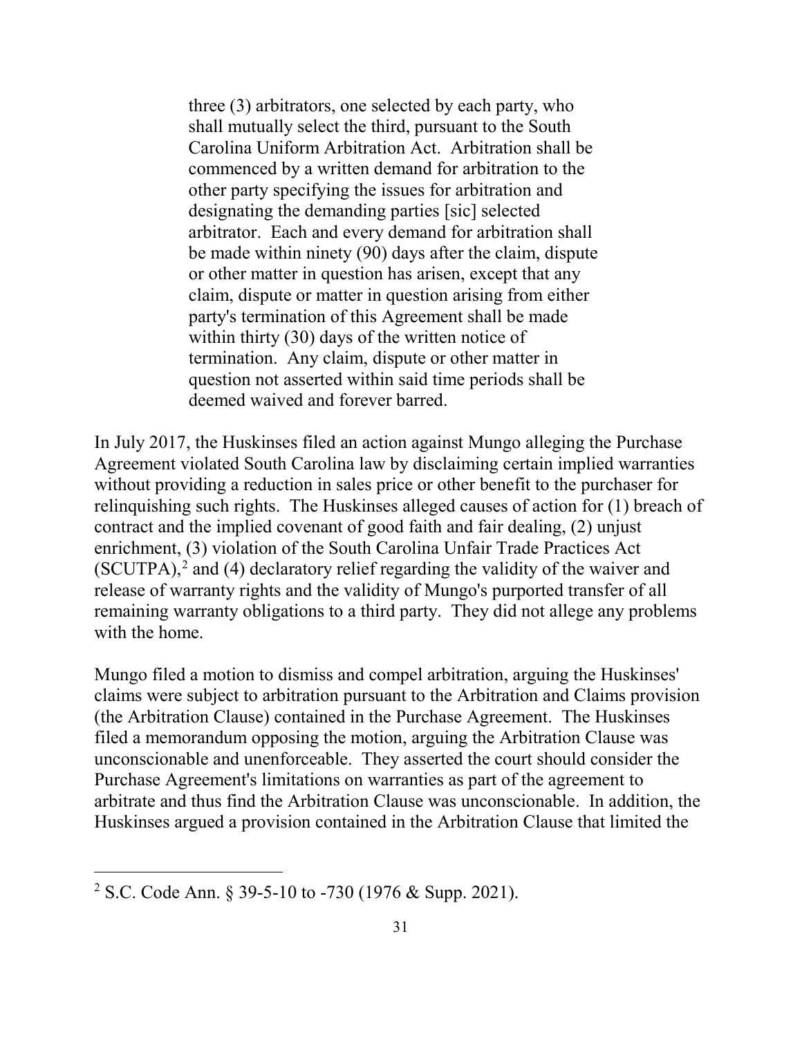> three (3) arbitrators, one selected by each party, who shall mutually select the third, pursuant to the South Carolina Uniform Arbitration Act. Arbitration shall be commenced by a written demand for arbitration to the other party specifying the issues for arbitration and designating the demanding parties [sic] selected arbitrator. Each and every demand for arbitration shall be made within ninety (90) days after the claim, dispute or other matter in question has arisen, except that any claim, dispute or matter in question arising from either party's termination of this Agreement shall be made within thirty (30) days of the written notice of termination. Any claim, dispute or other matter in question not asserted within said time periods shall be deemed waived and forever barred.

In July 2017, the Huskinses filed an action against Mungo alleging the Purchase Agreement violated South Carolina law by disclaiming certain implied warranties without providing a reduction in sales price or other benefit to the purchaser for relinquishing such rights. The Huskinses alleged causes of action for (1) breach of contract and the implied covenant of good faith and fair dealing, (2) unjust enrichment, (3) violation of the South Carolina Unfair Trade Practices Act (SCUTPA),[2] and (4) declaratory relief regarding the validity of the waiver and release of warranty rights and the validity of Mungo's purported transfer of all remaining warranty obligations to a third party. They did not allege any problems with the home.

Mungo filed a motion to dismiss and compel arbitration, arguing the Huskinses' claims were subject to arbitration pursuant to the Arbitration and Claims provision (the Arbitration Clause) contained in the Purchase Agreement. The Huskinses filed a memorandum opposing the motion, arguing the Arbitration Clause was unconscionable and unenforceable. They asserted the court should consider the Purchase Agreement's limitations on warranties as part of the agreement to arbitrate and thus find the Arbitration Clause was unconscionable. In addition, the Huskinses argued a provision contained in the Arbitration Clause that limited the

[2] S.C. Code Ann. § 39-5-10 to -730 (1976 & Supp. 2021).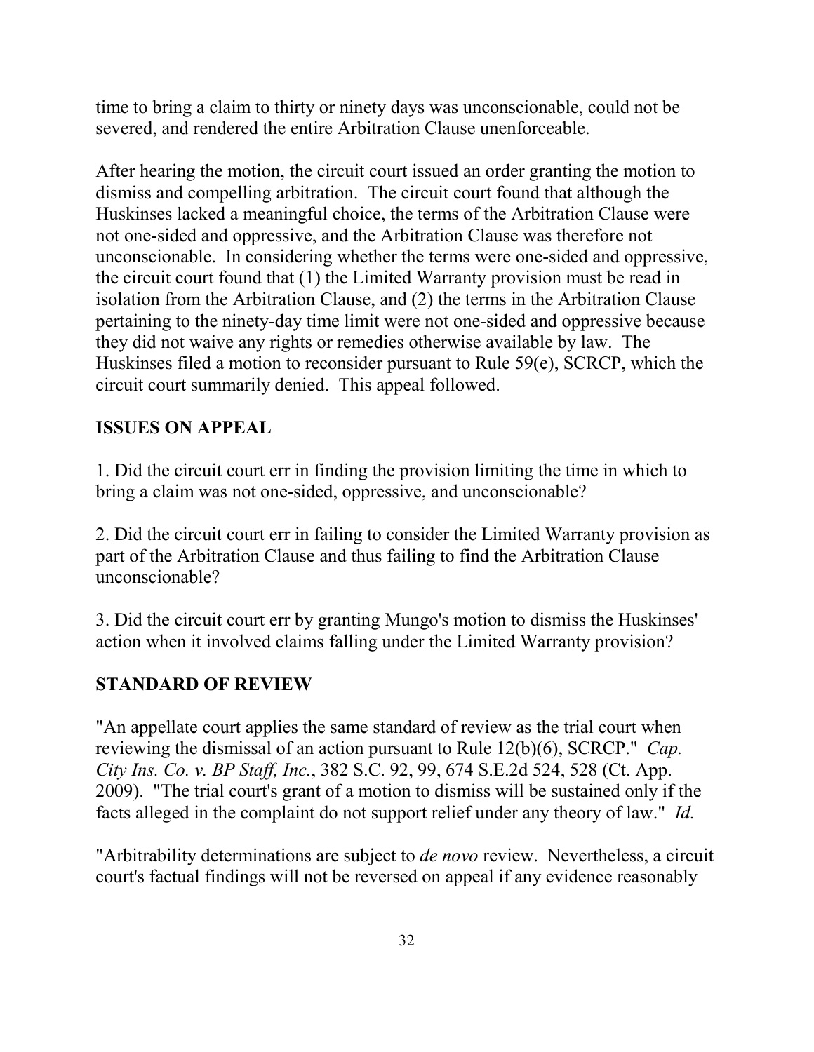time to bring a claim to thirty or ninety days was unconscionable, could not be severed, and rendered the entire Arbitration Clause unenforceable.

After hearing the motion, the circuit court issued an order granting the motion to dismiss and compelling arbitration. The circuit court found that although the Huskinses lacked a meaningful choice, the terms of the Arbitration Clause were not one-sided and oppressive, and the Arbitration Clause was therefore not unconscionable. In considering whether the terms were one-sided and oppressive, the circuit court found that (1) the Limited Warranty provision must be read in isolation from the Arbitration Clause, and (2) the terms in the Arbitration Clause pertaining to the ninety-day time limit were not one-sided and oppressive because they did not waive any rights or remedies otherwise available by law. The Huskinses filed a motion to reconsider pursuant to Rule 59(e), SCRCP, which the circuit court summarily denied. This appeal followed.

## ISSUES ON APPEAL

1. Did the circuit court err in finding the provision limiting the time in which to bring a claim was not one-sided, oppressive, and unconscionable?

2. Did the circuit court err in failing to consider the Limited Warranty provision as part of the Arbitration Clause and thus failing to find the Arbitration Clause unconscionable?

3. Did the circuit court err by granting Mungo's motion to dismiss the Huskinses' action when it involved claims falling under the Limited Warranty provision?

## STANDARD OF REVIEW

"An appellate court applies the same standard of review as the trial court when reviewing the dismissal of an action pursuant to Rule 12(b)(6), SCRCP." *Cap. City Ins. Co. v. BP Staff, Inc.*, 382 S.C. 92, 99, 674 S.E.2d 524, 528 (Ct. App. 2009). "The trial court's grant of a motion to dismiss will be sustained only if the facts alleged in the complaint do not support relief under any theory of law." *Id.*

"Arbitrability determinations are subject to *de novo* review. Nevertheless, a circuit court's factual findings will not be reversed on appeal if any evidence reasonably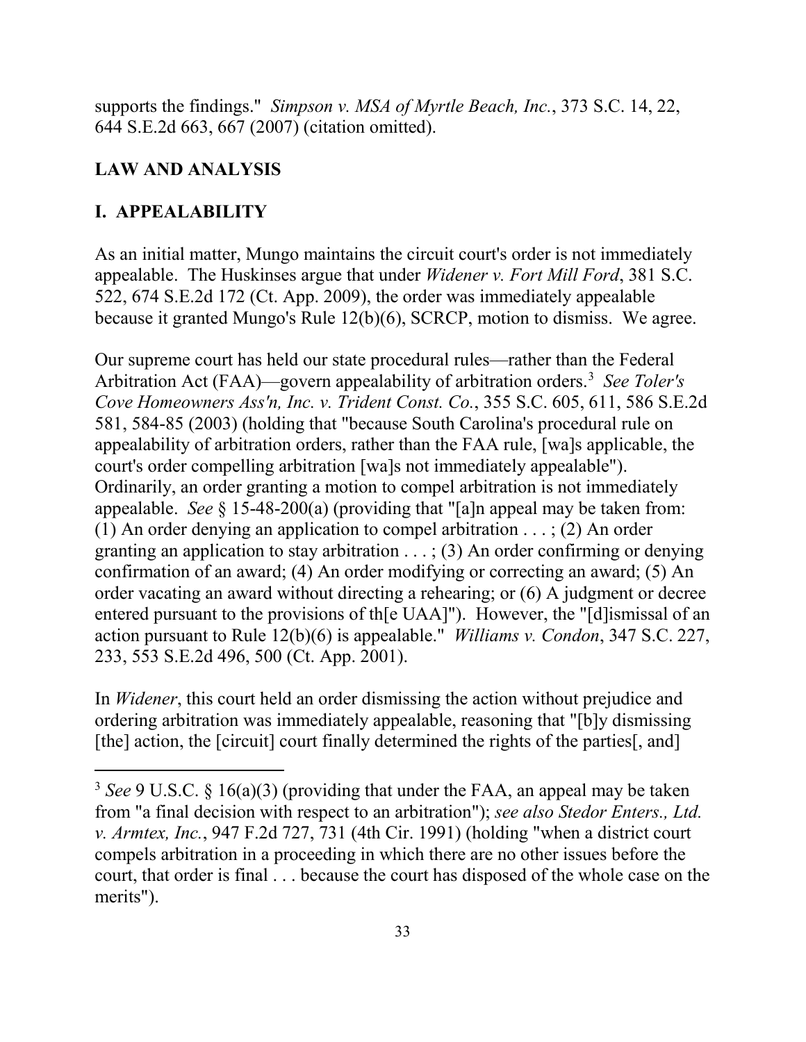supports the findings." *Simpson v. MSA of Myrtle Beach, Inc.*, 373 S.C. 14, 22, 644 S.E.2d 663, 667 (2007) (citation omitted).

## LAW AND ANALYSIS

### I. APPEALABILITY

As an initial matter, Mungo maintains the circuit court's order is not immediately appealable. The Huskinses argue that under *Widener v. Fort Mill Ford*, 381 S.C. 522, 674 S.E.2d 172 (Ct. App. 2009), the order was immediately appealable because it granted Mungo's Rule 12(b)(6), SCRCP, motion to dismiss. We agree.

Our supreme court has held our state procedural rules—rather than the Federal Arbitration Act (FAA)—govern appealability of arbitration orders.[3] *See Toler's Cove Homeowners Ass'n, Inc. v. Trident Const. Co.*, 355 S.C. 605, 611, 586 S.E.2d 581, 584-85 (2003) (holding that "because South Carolina's procedural rule on appealability of arbitration orders, rather than the FAA rule, [wa]s applicable, the court's order compelling arbitration [wa]s not immediately appealable"). Ordinarily, an order granting a motion to compel arbitration is not immediately appealable. *See* § 15-48-200(a) (providing that "[a]n appeal may be taken from: (1) An order denying an application to compel arbitration . . . ; (2) An order granting an application to stay arbitration . . . ; (3) An order confirming or denying confirmation of an award; (4) An order modifying or correcting an award; (5) An order vacating an award without directing a rehearing; or (6) A judgment or decree entered pursuant to the provisions of th[e UAA]"). However, the "[d]ismissal of an action pursuant to Rule 12(b)(6) is appealable." *Williams v. Condon*, 347 S.C. 227, 233, 553 S.E.2d 496, 500 (Ct. App. 2001).

In *Widener*, this court held an order dismissing the action without prejudice and ordering arbitration was immediately appealable, reasoning that "[b]y dismissing [the] action, the [circuit] court finally determined the rights of the parties[, and]

---

[3] *See* 9 U.S.C. § 16(a)(3) (providing that under the FAA, an appeal may be taken from "a final decision with respect to an arbitration"); *see also Stedor Enters., Ltd. v. Armtex, Inc.*, 947 F.2d 727, 731 (4th Cir. 1991) (holding "when a district court compels arbitration in a proceeding in which there are no other issues before the court, that order is final . . . because the court has disposed of the whole case on the merits").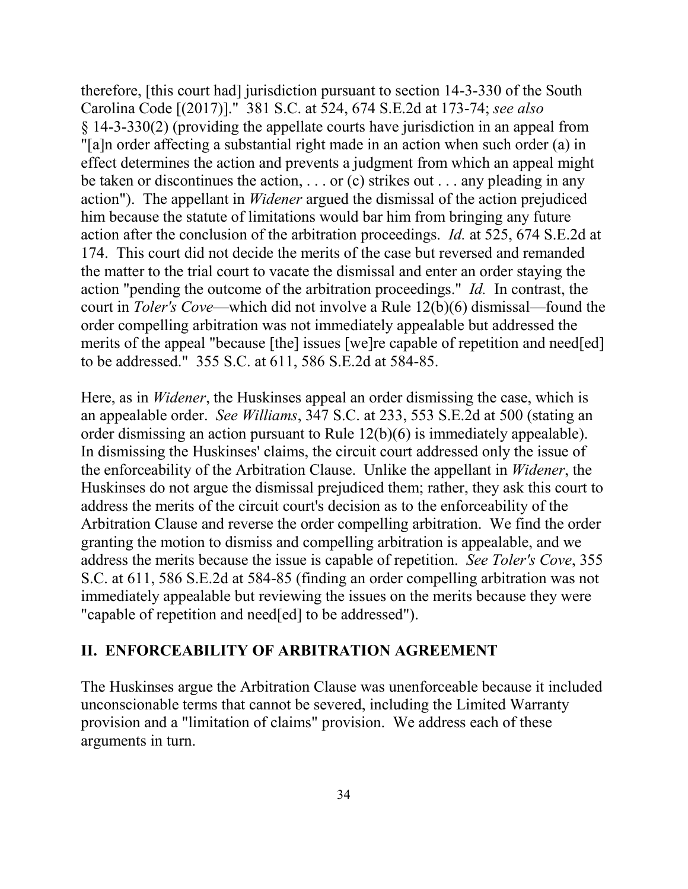therefore, [this court had] jurisdiction pursuant to section 14-3-330 of the South Carolina Code [(2017)]." 381 S.C. at 524, 674 S.E.2d at 173-74; *see also* § 14-3-330(2) (providing the appellate courts have jurisdiction in an appeal from "[a]n order affecting a substantial right made in an action when such order (a) in effect determines the action and prevents a judgment from which an appeal might be taken or discontinues the action, . . . or (c) strikes out . . . any pleading in any action"). The appellant in *Widener* argued the dismissal of the action prejudiced him because the statute of limitations would bar him from bringing any future action after the conclusion of the arbitration proceedings. *Id.* at 525, 674 S.E.2d at 174. This court did not decide the merits of the case but reversed and remanded the matter to the trial court to vacate the dismissal and enter an order staying the action "pending the outcome of the arbitration proceedings." *Id.* In contrast, the court in *Toler's Cove*—which did not involve a Rule 12(b)(6) dismissal—found the order compelling arbitration was not immediately appealable but addressed the merits of the appeal "because [the] issues [we]re capable of repetition and need[ed] to be addressed." 355 S.C. at 611, 586 S.E.2d at 584-85.

Here, as in *Widener*, the Huskinses appeal an order dismissing the case, which is an appealable order. *See Williams*, 347 S.C. at 233, 553 S.E.2d at 500 (stating an order dismissing an action pursuant to Rule 12(b)(6) is immediately appealable). In dismissing the Huskinses' claims, the circuit court addressed only the issue of the enforceability of the Arbitration Clause. Unlike the appellant in *Widener*, the Huskinses do not argue the dismissal prejudiced them; rather, they ask this court to address the merits of the circuit court's decision as to the enforceability of the Arbitration Clause and reverse the order compelling arbitration. We find the order granting the motion to dismiss and compelling arbitration is appealable, and we address the merits because the issue is capable of repetition. *See Toler's Cove*, 355 S.C. at 611, 586 S.E.2d at 584-85 (finding an order compelling arbitration was not immediately appealable but reviewing the issues on the merits because they were "capable of repetition and need[ed] to be addressed").

## II. ENFORCEABILITY OF ARBITRATION AGREEMENT

The Huskinses argue the Arbitration Clause was unenforceable because it included unconscionable terms that cannot be severed, including the Limited Warranty provision and a "limitation of claims" provision. We address each of these arguments in turn.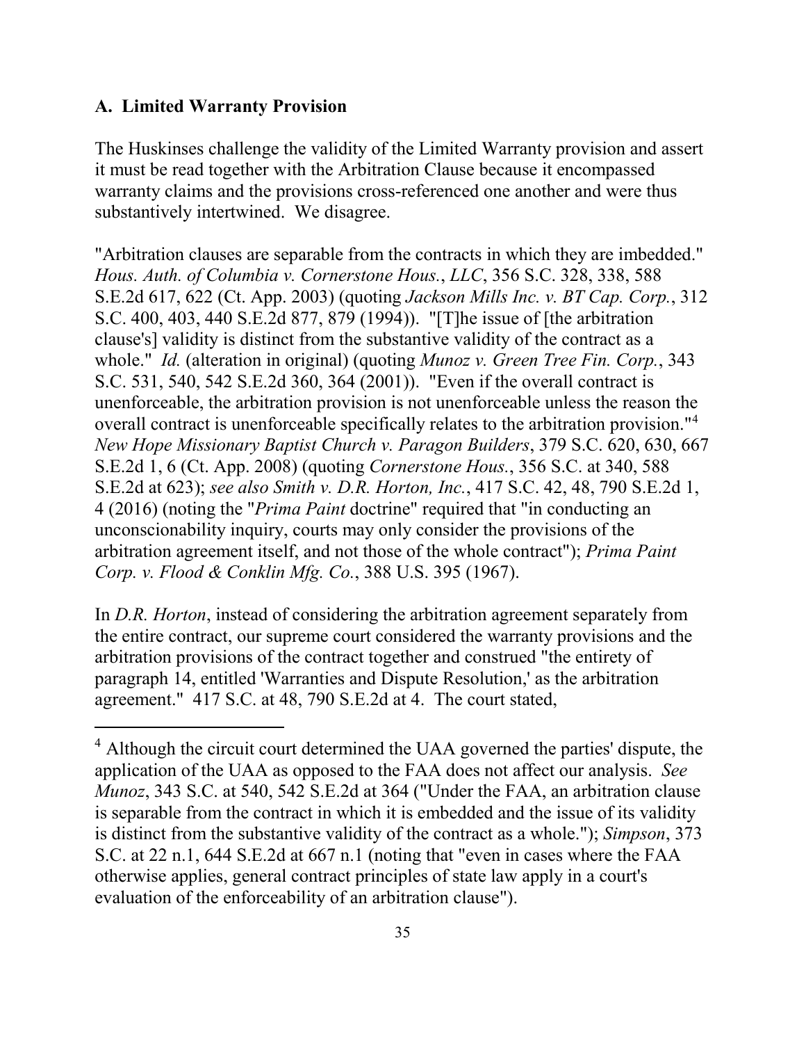### A. Limited Warranty Provision

The Huskinses challenge the validity of the Limited Warranty provision and assert it must be read together with the Arbitration Clause because it encompassed warranty claims and the provisions cross-referenced one another and were thus substantively intertwined. We disagree.

"Arbitration clauses are separable from the contracts in which they are imbedded." *Hous. Auth. of Columbia v. Cornerstone Hous., LLC*, 356 S.C. 328, 338, 588 S.E.2d 617, 622 (Ct. App. 2003) (quoting *Jackson Mills Inc. v. BT Cap. Corp.*, 312 S.C. 400, 403, 440 S.E.2d 877, 879 (1994)). "[T]he issue of [the arbitration clause's] validity is distinct from the substantive validity of the contract as a whole." *Id.* (alteration in original) (quoting *Munoz v. Green Tree Fin. Corp.*, 343 S.C. 531, 540, 542 S.E.2d 360, 364 (2001)). "Even if the overall contract is unenforceable, the arbitration provision is not unenforceable unless the reason the overall contract is unenforceable specifically relates to the arbitration provision."[4] *New Hope Missionary Baptist Church v. Paragon Builders*, 379 S.C. 620, 630, 667 S.E.2d 1, 6 (Ct. App. 2008) (quoting *Cornerstone Hous.*, 356 S.C. at 340, 588 S.E.2d at 623); *see also Smith v. D.R. Horton, Inc.*, 417 S.C. 42, 48, 790 S.E.2d 1, 4 (2016) (noting the "*Prima Paint* doctrine" required that "in conducting an unconscionability inquiry, courts may only consider the provisions of the arbitration agreement itself, and not those of the whole contract"); *Prima Paint Corp. v. Flood & Conklin Mfg. Co.*, 388 U.S. 395 (1967).

In *D.R. Horton*, instead of considering the arbitration agreement separately from the entire contract, our supreme court considered the warranty provisions and the arbitration provisions of the contract together and construed "the entirety of paragraph 14, entitled 'Warranties and Dispute Resolution,' as the arbitration agreement." 417 S.C. at 48, 790 S.E.2d at 4. The court stated,

---

[4] Although the circuit court determined the UAA governed the parties' dispute, the application of the UAA as opposed to the FAA does not affect our analysis. *See Munoz*, 343 S.C. at 540, 542 S.E.2d at 364 ("Under the FAA, an arbitration clause is separable from the contract in which it is embedded and the issue of its validity is distinct from the substantive validity of the contract as a whole."); *Simpson*, 373 S.C. at 22 n.1, 644 S.E.2d at 667 n.1 (noting that "even in cases where the FAA otherwise applies, general contract principles of state law apply in a court's evaluation of the enforceability of an arbitration clause").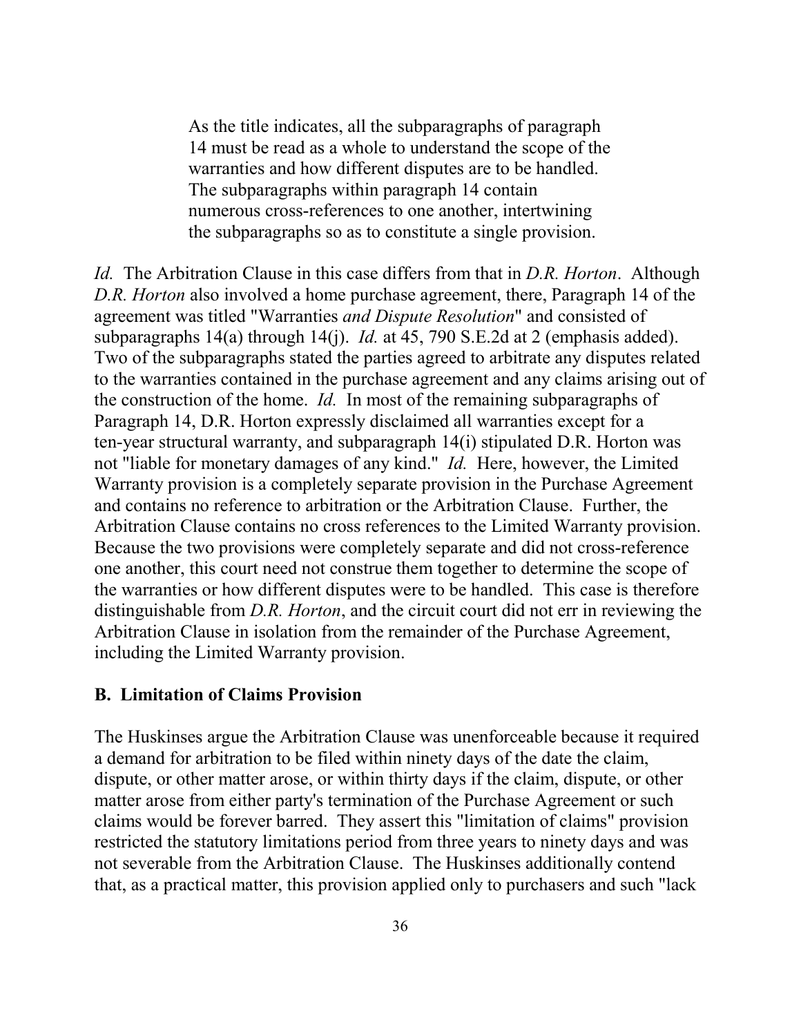> As the title indicates, all the subparagraphs of paragraph 14 must be read as a whole to understand the scope of the warranties and how different disputes are to be handled. The subparagraphs within paragraph 14 contain numerous cross-references to one another, intertwining the subparagraphs so as to constitute a single provision.

*Id.* The Arbitration Clause in this case differs from that in *D.R. Horton*. Although *D.R. Horton* also involved a home purchase agreement, there, Paragraph 14 of the agreement was titled "Warranties *and Dispute Resolution*" and consisted of subparagraphs 14(a) through 14(j). *Id.* at 45, 790 S.E.2d at 2 (emphasis added). Two of the subparagraphs stated the parties agreed to arbitrate any disputes related to the warranties contained in the purchase agreement and any claims arising out of the construction of the home. *Id.* In most of the remaining subparagraphs of Paragraph 14, D.R. Horton expressly disclaimed all warranties except for a ten-year structural warranty, and subparagraph 14(i) stipulated D.R. Horton was not "liable for monetary damages of any kind." *Id.* Here, however, the Limited Warranty provision is a completely separate provision in the Purchase Agreement and contains no reference to arbitration or the Arbitration Clause. Further, the Arbitration Clause contains no cross references to the Limited Warranty provision. Because the two provisions were completely separate and did not cross-reference one another, this court need not construe them together to determine the scope of the warranties or how different disputes were to be handled. This case is therefore distinguishable from *D.R. Horton*, and the circuit court did not err in reviewing the Arbitration Clause in isolation from the remainder of the Purchase Agreement, including the Limited Warranty provision.

**B. Limitation of Claims Provision**

The Huskinses argue the Arbitration Clause was unenforceable because it required a demand for arbitration to be filed within ninety days of the date the claim, dispute, or other matter arose, or within thirty days if the claim, dispute, or other matter arose from either party's termination of the Purchase Agreement or such claims would be forever barred. They assert this "limitation of claims" provision restricted the statutory limitations period from three years to ninety days and was not severable from the Arbitration Clause. The Huskinses additionally contend that, as a practical matter, this provision applied only to purchasers and such "lack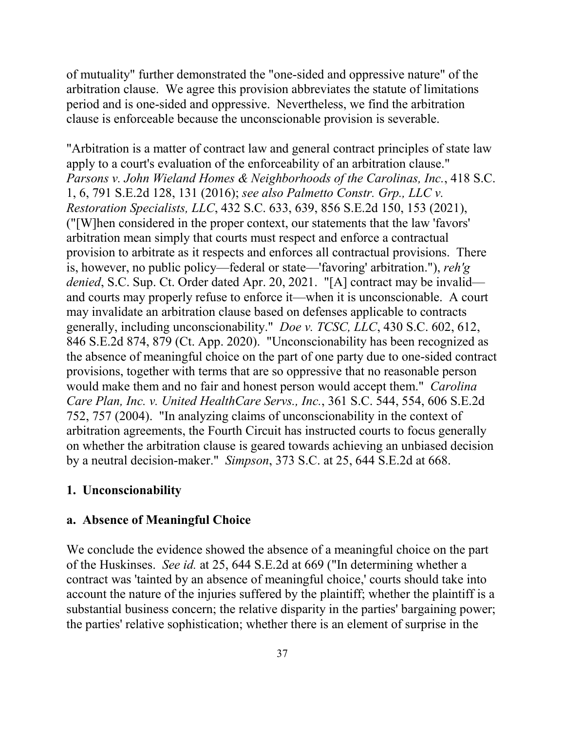of mutuality" further demonstrated the "one-sided and oppressive nature" of the arbitration clause. We agree this provision abbreviates the statute of limitations period and is one-sided and oppressive. Nevertheless, we find the arbitration clause is enforceable because the unconscionable provision is severable.

"Arbitration is a matter of contract law and general contract principles of state law apply to a court's evaluation of the enforceability of an arbitration clause." *Parsons v. John Wieland Homes & Neighborhoods of the Carolinas, Inc.*, 418 S.C. 1, 6, 791 S.E.2d 128, 131 (2016); *see also Palmetto Constr. Grp., LLC v. Restoration Specialists, LLC*, 432 S.C. 633, 639, 856 S.E.2d 150, 153 (2021), ("[W]hen considered in the proper context, our statements that the law 'favors' arbitration mean simply that courts must respect and enforce a contractual provision to arbitrate as it respects and enforces all contractual provisions. There is, however, no public policy—federal or state—'favoring' arbitration."), *reh'g denied*, S.C. Sup. Ct. Order dated Apr. 20, 2021. "[A] contract may be invalid—and courts may properly refuse to enforce it—when it is unconscionable. A court may invalidate an arbitration clause based on defenses applicable to contracts generally, including unconscionability." *Doe v. TCSC, LLC*, 430 S.C. 602, 612, 846 S.E.2d 874, 879 (Ct. App. 2020). "Unconscionability has been recognized as the absence of meaningful choice on the part of one party due to one-sided contract provisions, together with terms that are so oppressive that no reasonable person would make them and no fair and honest person would accept them." *Carolina Care Plan, Inc. v. United HealthCare Servs., Inc.*, 361 S.C. 544, 554, 606 S.E.2d 752, 757 (2004). "In analyzing claims of unconscionability in the context of arbitration agreements, the Fourth Circuit has instructed courts to focus generally on whether the arbitration clause is geared towards achieving an unbiased decision by a neutral decision-maker." *Simpson*, 373 S.C. at 25, 644 S.E.2d at 668.

**1. Unconscionability**

**a. Absence of Meaningful Choice**

We conclude the evidence showed the absence of a meaningful choice on the part of the Huskinses. *See id.* at 25, 644 S.E.2d at 669 ("In determining whether a contract was 'tainted by an absence of meaningful choice,' courts should take into account the nature of the injuries suffered by the plaintiff; whether the plaintiff is a substantial business concern; the relative disparity in the parties' bargaining power; the parties' relative sophistication; whether there is an element of surprise in the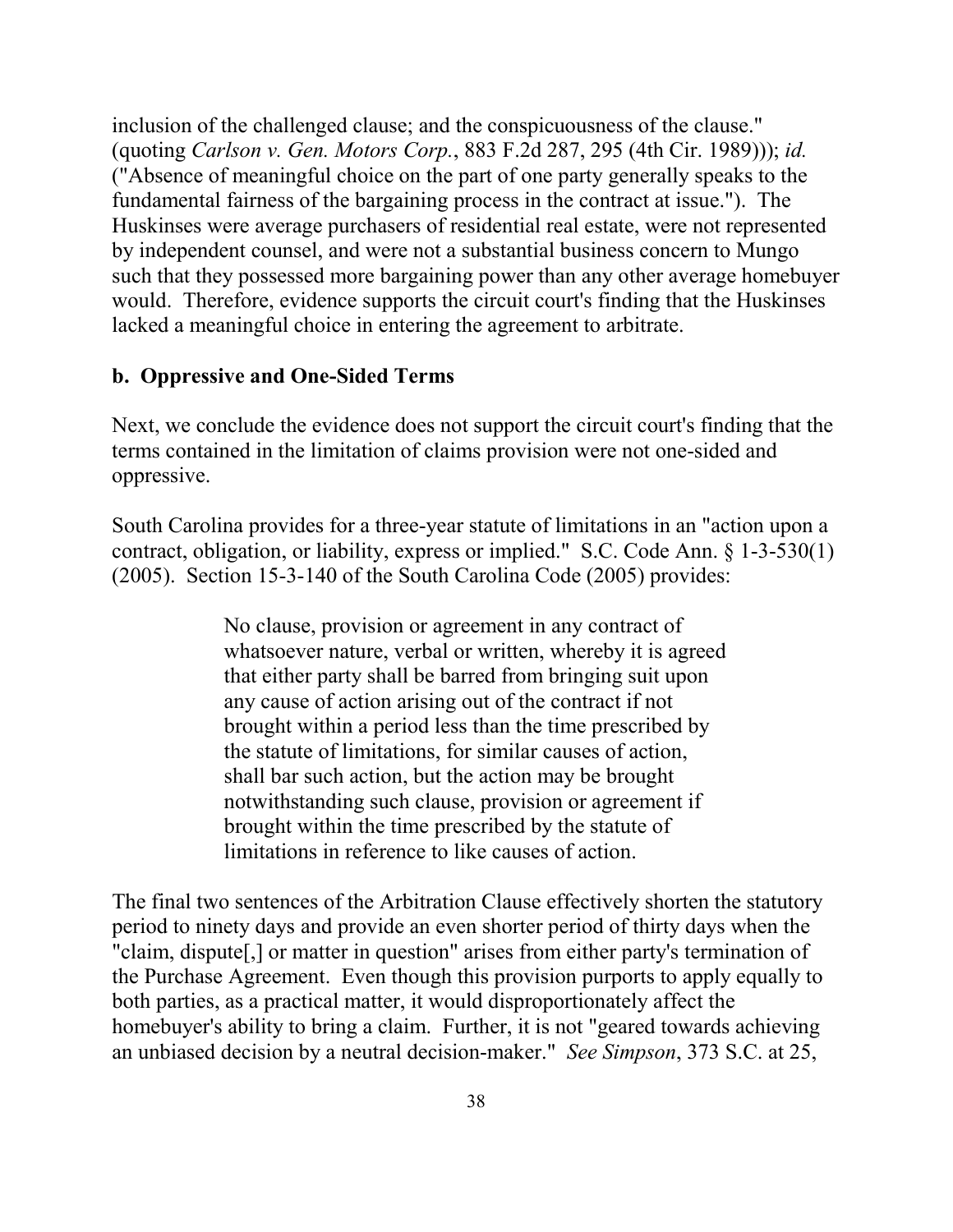inclusion of the challenged clause; and the conspicuousness of the clause." (quoting *Carlson v. Gen. Motors Corp.*, 883 F.2d 287, 295 (4th Cir. 1989))); *id.* ("Absence of meaningful choice on the part of one party generally speaks to the fundamental fairness of the bargaining process in the contract at issue."). The Huskinses were average purchasers of residential real estate, were not represented by independent counsel, and were not a substantial business concern to Mungo such that they possessed more bargaining power than any other average homebuyer would. Therefore, evidence supports the circuit court's finding that the Huskinses lacked a meaningful choice in entering the agreement to arbitrate.

**b. Oppressive and One-Sided Terms**

Next, we conclude the evidence does not support the circuit court's finding that the terms contained in the limitation of claims provision were not one-sided and oppressive.

South Carolina provides for a three-year statute of limitations in an "action upon a contract, obligation, or liability, express or implied." S.C. Code Ann. § 1-3-530(1) (2005). Section 15-3-140 of the South Carolina Code (2005) provides:

> No clause, provision or agreement in any contract of whatsoever nature, verbal or written, whereby it is agreed that either party shall be barred from bringing suit upon any cause of action arising out of the contract if not brought within a period less than the time prescribed by the statute of limitations, for similar causes of action, shall bar such action, but the action may be brought notwithstanding such clause, provision or agreement if brought within the time prescribed by the statute of limitations in reference to like causes of action.

The final two sentences of the Arbitration Clause effectively shorten the statutory period to ninety days and provide an even shorter period of thirty days when the "claim, dispute[,] or matter in question" arises from either party's termination of the Purchase Agreement. Even though this provision purports to apply equally to both parties, as a practical matter, it would disproportionately affect the homebuyer's ability to bring a claim. Further, it is not "geared towards achieving an unbiased decision by a neutral decision-maker." *See Simpson*, 373 S.C. at 25,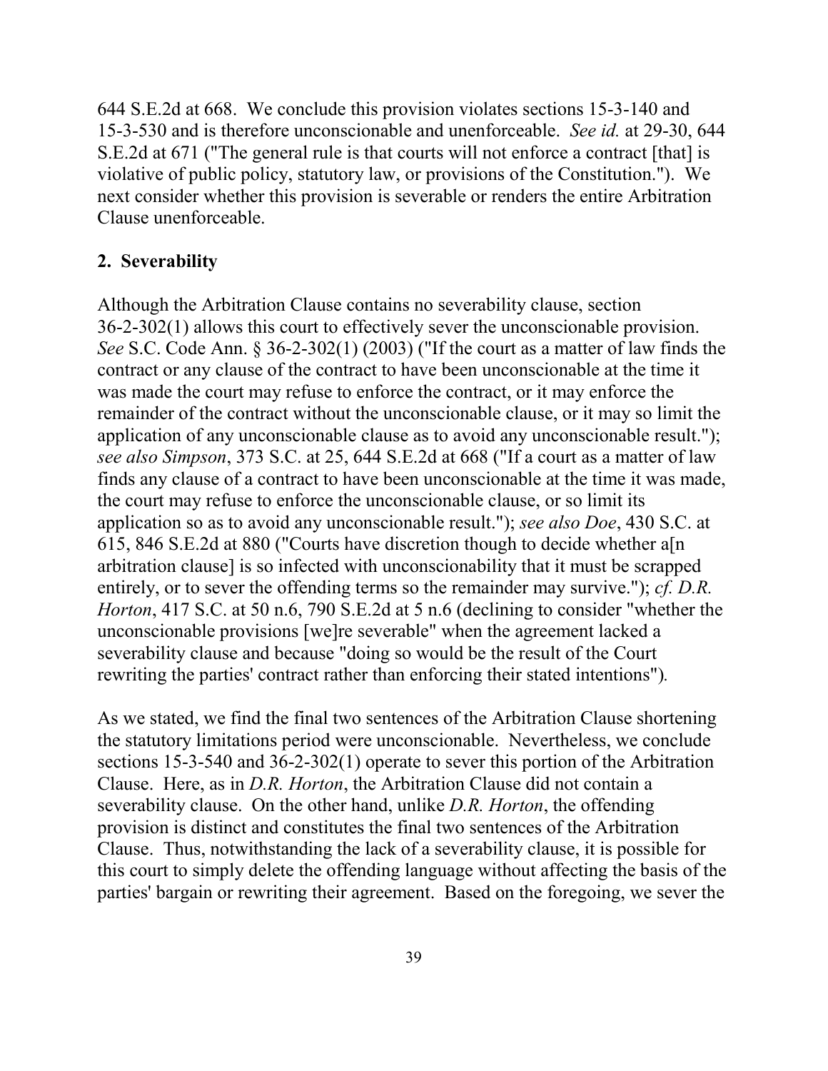644 S.E.2d at 668. We conclude this provision violates sections 15-3-140 and 15-3-530 and is therefore unconscionable and unenforceable. *See id.* at 29-30, 644 S.E.2d at 671 ("The general rule is that courts will not enforce a contract [that] is violative of public policy, statutory law, or provisions of the Constitution."). We next consider whether this provision is severable or renders the entire Arbitration Clause unenforceable.

**2. Severability**

Although the Arbitration Clause contains no severability clause, section 36-2-302(1) allows this court to effectively sever the unconscionable provision. *See* S.C. Code Ann. § 36-2-302(1) (2003) ("If the court as a matter of law finds the contract or any clause of the contract to have been unconscionable at the time it was made the court may refuse to enforce the contract, or it may enforce the remainder of the contract without the unconscionable clause, or it may so limit the application of any unconscionable clause as to avoid any unconscionable result."); *see also Simpson*, 373 S.C. at 25, 644 S.E.2d at 668 ("If a court as a matter of law finds any clause of a contract to have been unconscionable at the time it was made, the court may refuse to enforce the unconscionable clause, or so limit its application so as to avoid any unconscionable result."); *see also Doe*, 430 S.C. at 615, 846 S.E.2d at 880 ("Courts have discretion though to decide whether a[n arbitration clause] is so infected with unconscionability that it must be scrapped entirely, or to sever the offending terms so the remainder may survive."); *cf. D.R. Horton*, 417 S.C. at 50 n.6, 790 S.E.2d at 5 n.6 (declining to consider "whether the unconscionable provisions [we]re severable" when the agreement lacked a severability clause and because "doing so would be the result of the Court rewriting the parties' contract rather than enforcing their stated intentions").

As we stated, we find the final two sentences of the Arbitration Clause shortening the statutory limitations period were unconscionable. Nevertheless, we conclude sections 15-3-540 and 36-2-302(1) operate to sever this portion of the Arbitration Clause. Here, as in *D.R. Horton*, the Arbitration Clause did not contain a severability clause. On the other hand, unlike *D.R. Horton*, the offending provision is distinct and constitutes the final two sentences of the Arbitration Clause. Thus, notwithstanding the lack of a severability clause, it is possible for this court to simply delete the offending language without affecting the basis of the parties' bargain or rewriting their agreement. Based on the foregoing, we sever the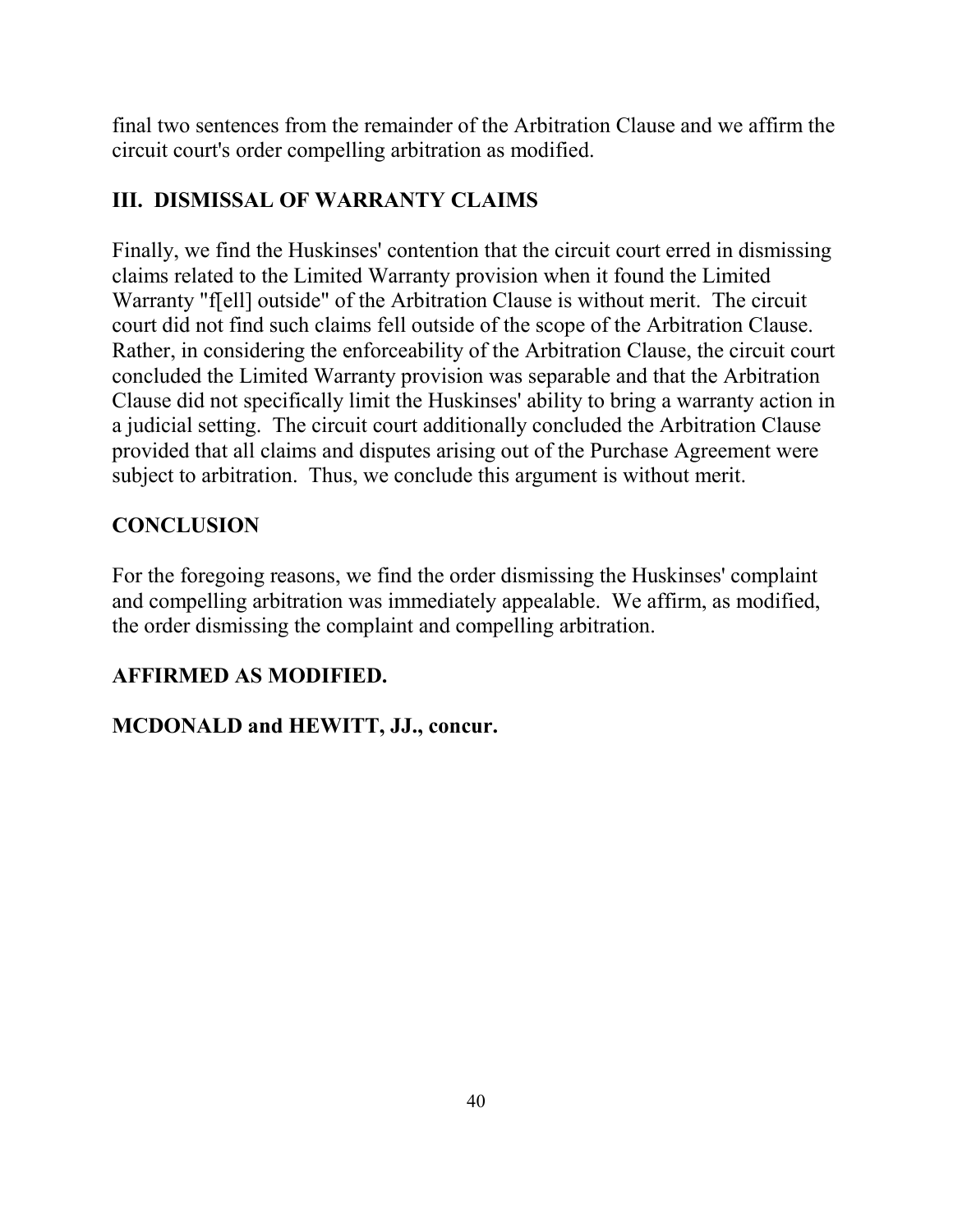final two sentences from the remainder of the Arbitration Clause and we affirm the circuit court's order compelling arbitration as modified.

## III. DISMISSAL OF WARRANTY CLAIMS

Finally, we find the Huskinses' contention that the circuit court erred in dismissing claims related to the Limited Warranty provision when it found the Limited Warranty "f[ell] outside" of the Arbitration Clause is without merit. The circuit court did not find such claims fell outside of the scope of the Arbitration Clause. Rather, in considering the enforceability of the Arbitration Clause, the circuit court concluded the Limited Warranty provision was separable and that the Arbitration Clause did not specifically limit the Huskinses' ability to bring a warranty action in a judicial setting. The circuit court additionally concluded the Arbitration Clause provided that all claims and disputes arising out of the Purchase Agreement were subject to arbitration. Thus, we conclude this argument is without merit.

## CONCLUSION

For the foregoing reasons, we find the order dismissing the Huskinses' complaint and compelling arbitration was immediately appealable. We affirm, as modified, the order dismissing the complaint and compelling arbitration.

**AFFIRMED AS MODIFIED.**

**MCDONALD and HEWITT, JJ., concur.**